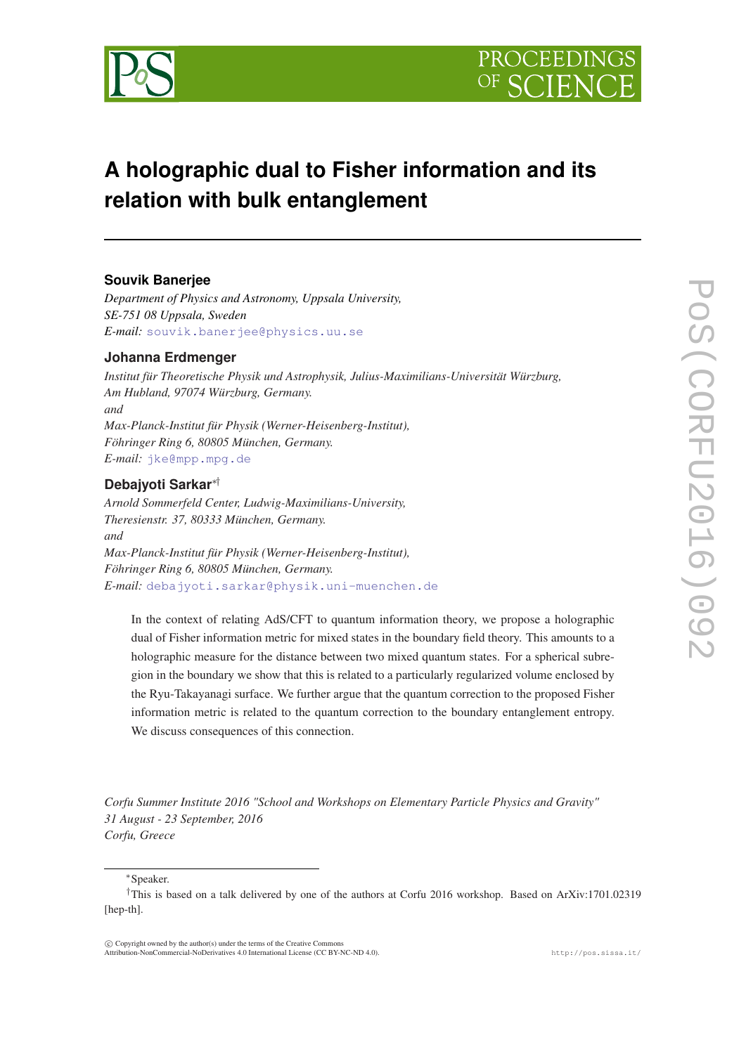# A holographic dual to Fisher information and its relation with bulk entanglement

**Souvik Banerjee**

*Department of Physics and Astronomy, Uppsala University,*
*SE-751 08 Uppsala, Sweden*
*E-mail:* souvik.banerjee@physics.uu.se

**Johanna Erdmenger**

*Institut für Theoretische Physik und Astrophysik, Julius-Maximilians-Universität Würzburg,*
*Am Hubland, 97074 Würzburg, Germany.*
*and*
*Max-Planck-Institut für Physik (Werner-Heisenberg-Institut),*
*Föhringer Ring 6, 80805 München, Germany.*
*E-mail:* jke@mpp.mpg.de

**Debajyoti Sarkar**[∗†]

*Arnold Sommerfeld Center, Ludwig-Maximilians-University,*
*Theresienstr. 37, 80333 München, Germany.*
*and*
*Max-Planck-Institut für Physik (Werner-Heisenberg-Institut),*
*Föhringer Ring 6, 80805 München, Germany.*
*E-mail:* debajyoti.sarkar@physik.uni-muenchen.de

In the context of relating AdS/CFT to quantum information theory, we propose a holographic dual of Fisher information metric for mixed states in the boundary field theory. This amounts to a holographic measure for the distance between two mixed quantum states. For a spherical subregion in the boundary we show that this is related to a particularly regularized volume enclosed by the Ryu-Takayanagi surface. We further argue that the quantum correction to the proposed Fisher information metric is related to the quantum correction to the boundary entanglement entropy. We discuss consequences of this connection.

*Corfu Summer Institute 2016 "School and Workshops on Elementary Particle Physics and Gravity"*
*31 August - 23 September, 2016*
*Corfu, Greece*

---

[∗]Speaker.

[†]This is based on a talk delivered by one of the authors at Corfu 2016 workshop. Based on ArXiv:1701.02319 [hep-th].

© Copyright owned by the author(s) under the terms of the Creative Commons Attribution-NonCommercial-NoDerivatives 4.0 International License (CC BY-NC-ND 4.0).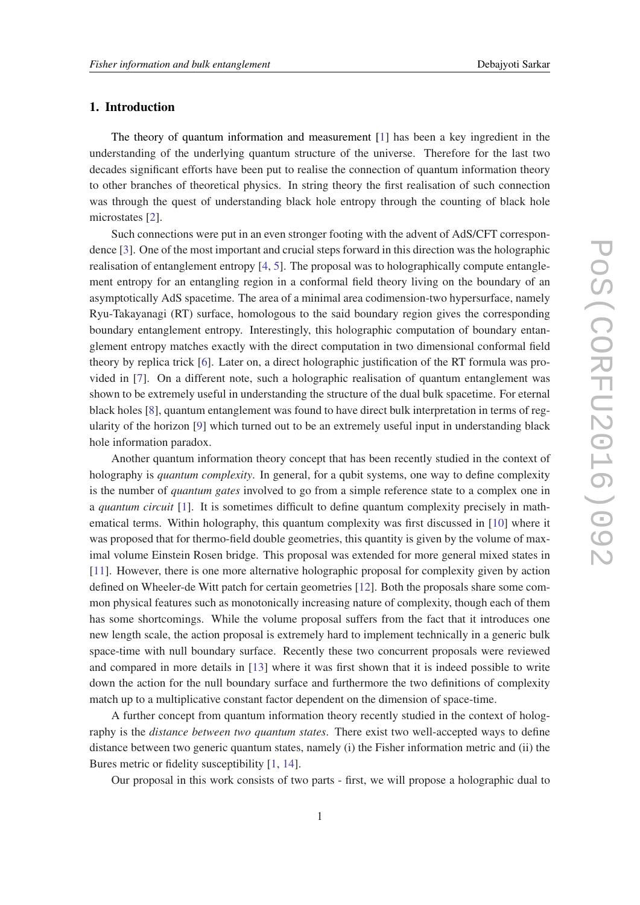## 1. Introduction

The theory of quantum information and measurement [1] has been a key ingredient in the understanding of the underlying quantum structure of the universe. Therefore for the last two decades significant efforts have been put to realise the connection of quantum information theory to other branches of theoretical physics. In string theory the first realisation of such connection was through the quest of understanding black hole entropy through the counting of black hole microstates [2].

Such connections were put in an even stronger footing with the advent of AdS/CFT correspondence [3]. One of the most important and crucial steps forward in this direction was the holographic realisation of entanglement entropy [4, 5]. The proposal was to holographically compute entanglement entropy for an entangling region in a conformal field theory living on the boundary of an asymptotically AdS spacetime. The area of a minimal area codimension-two hypersurface, namely Ryu-Takayanagi (RT) surface, homologous to the said boundary region gives the corresponding boundary entanglement entropy. Interestingly, this holographic computation of boundary entanglement entropy matches exactly with the direct computation in two dimensional conformal field theory by replica trick [6]. Later on, a direct holographic justification of the RT formula was provided in [7]. On a different note, such a holographic realisation of quantum entanglement was shown to be extremely useful in understanding the structure of the dual bulk spacetime. For eternal black holes [8], quantum entanglement was found to have direct bulk interpretation in terms of regularity of the horizon [9] which turned out to be an extremely useful input in understanding black hole information paradox.

Another quantum information theory concept that has been recently studied in the context of holography is *quantum complexity*. In general, for a qubit systems, one way to define complexity is the number of *quantum gates* involved to go from a simple reference state to a complex one in a *quantum circuit* [1]. It is sometimes difficult to define quantum complexity precisely in mathematical terms. Within holography, this quantum complexity was first discussed in [10] where it was proposed that for thermo-field double geometries, this quantity is given by the volume of maximal volume Einstein Rosen bridge. This proposal was extended for more general mixed states in [11]. However, there is one more alternative holographic proposal for complexity given by action defined on Wheeler-de Witt patch for certain geometries [12]. Both the proposals share some common physical features such as monotonically increasing nature of complexity, though each of them has some shortcomings. While the volume proposal suffers from the fact that it introduces one new length scale, the action proposal is extremely hard to implement technically in a generic bulk space-time with null boundary surface. Recently these two concurrent proposals were reviewed and compared in more details in [13] where it was first shown that it is indeed possible to write down the action for the null boundary surface and furthermore the two definitions of complexity match up to a multiplicative constant factor dependent on the dimension of space-time.

A further concept from quantum information theory recently studied in the context of holography is the *distance between two quantum states*. There exist two well-accepted ways to define distance between two generic quantum states, namely (i) the Fisher information metric and (ii) the Bures metric or fidelity susceptibility [1, 14].

Our proposal in this work consists of two parts - first, we will propose a holographic dual to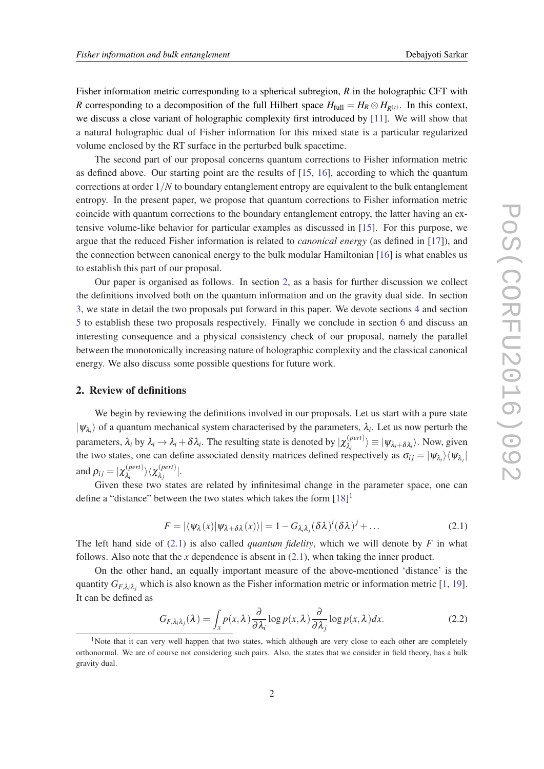Fisher information metric corresponding to a spherical subregion, $R$ in the holographic CFT with $R$ corresponding to a decomposition of the full Hilbert space $H_{\text{full}} = H_R \otimes H_{R^{(c)}}$. In this context, we discuss a close variant of holographic complexity first introduced by [11]. We will show that a natural holographic dual of Fisher information for this mixed state is a particular regularized volume enclosed by the RT surface in the perturbed bulk spacetime.

The second part of our proposal concerns quantum corrections to Fisher information metric as defined above. Our starting point are the results of [15, 16], according to which the quantum corrections at order $1/N$ to boundary entanglement entropy are equivalent to the bulk entanglement entropy. In the present paper, we propose that quantum corrections to Fisher information metric coincide with quantum corrections to the boundary entanglement entropy, the latter having an extensive volume-like behavior for particular examples as discussed in [15]. For this purpose, we argue that the reduced Fisher information is related to *canonical energy* (as defined in [17]), and the connection between canonical energy to the bulk modular Hamiltonian [16] is what enables us to establish this part of our proposal.

Our paper is organised as follows. In section 2, as a basis for further discussion we collect the definitions involved both on the quantum information and on the gravity dual side. In section 3, we state in detail the two proposals put forward in this paper. We devote sections 4 and section 5 to establish these two proposals respectively. Finally we conclude in section 6 and discuss an interesting consequence and a physical consistency check of our proposal, namely the parallel between the monotonically increasing nature of holographic complexity and the classical canonical energy. We also discuss some possible questions for future work.

## 2. Review of definitions

We begin by reviewing the definitions involved in our proposals. Let us start with a pure state $|\psi_{\lambda_i}\rangle$ of a quantum mechanical system characterised by the parameters, $\lambda_i$. Let us now perturb the parameters, $\lambda_i$ by $\lambda_i \to \lambda_i + \delta\lambda_i$. The resulting state is denoted by $|\chi^{(pert)}_{\lambda_i}\rangle \equiv |\psi_{\lambda_i+\delta\lambda_i}\rangle$. Now, given the two states, one can define associated density matrices defined respectively as $\sigma_{ij} = |\psi_{\lambda_i}\rangle\langle\psi_{\lambda_j}|$ and $\rho_{ij} = |\chi^{(pert)}_{\lambda_i}\rangle\langle\chi^{(pert)}_{\lambda_j}|$.

Given these two states are related by infinitesimal change in the parameter space, one can define a "distance" between the two states which takes the form [18][1]

$$F = |\langle\psi_\lambda(x)|\psi_{\lambda+\delta\lambda}(x)\rangle| = 1 - G_{\lambda_i\lambda_j}(\delta\lambda)^i(\delta\lambda)^j + \dots \tag{2.1}$$

The left hand side of (2.1) is also called *quantum fidelity*, which we will denote by $F$ in what follows. Also note that the $x$ dependence is absent in (2.1), when taking the inner product.

On the other hand, an equally important measure of the above-mentioned 'distance' is the quantity $G_{F,\lambda_i\lambda_j}$ which is also known as the Fisher information metric or information metric [1, 19]. It can be defined as

$$G_{F,\lambda_i\lambda_j}(\lambda) = \int_x p(x,\lambda)\frac{\partial}{\partial\lambda_i}\log p(x,\lambda)\frac{\partial}{\partial\lambda_j}\log p(x,\lambda)dx. \tag{2.2}$$

[1] Note that it can very well happen that two states, which although are very close to each other are completely orthonormal. We are of course not considering such pairs. Also, the states that we consider in field theory, has a bulk gravity dual.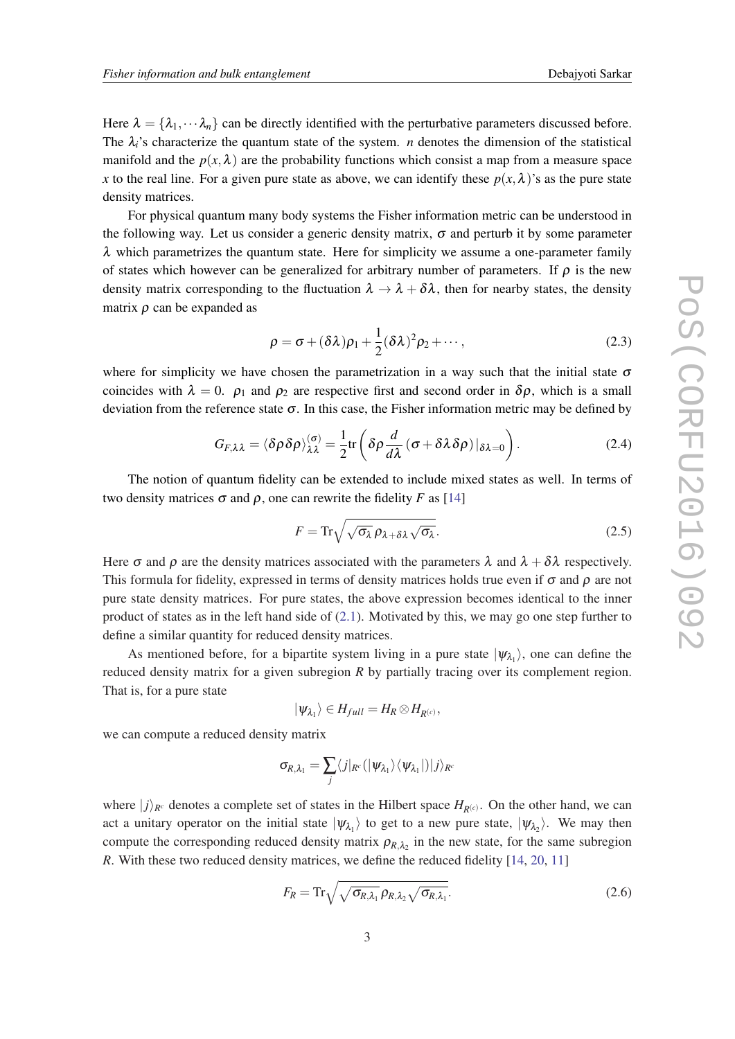Here $\lambda = \{\lambda_1, \cdots \lambda_n\}$ can be directly identified with the perturbative parameters discussed before. The $\lambda_i$'s characterize the quantum state of the system. $n$ denotes the dimension of the statistical manifold and the $p(x, \lambda)$ are the probability functions which consist a map from a measure space $x$ to the real line. For a given pure state as above, we can identify these $p(x, \lambda)$'s as the pure state density matrices.

For physical quantum many body systems the Fisher information metric can be understood in the following way. Let us consider a generic density matrix, $\sigma$ and perturb it by some parameter $\lambda$ which parametrizes the quantum state. Here for simplicity we assume a one-parameter family of states which however can be generalized for arbitrary number of parameters. If $\rho$ is the new density matrix corresponding to the fluctuation $\lambda \to \lambda + \delta\lambda$, then for nearby states, the density matrix $\rho$ can be expanded as

$$\rho = \sigma + (\delta\lambda)\rho_1 + \frac{1}{2}(\delta\lambda)^2\rho_2 + \cdots, \tag{2.3}$$

where for simplicity we have chosen the parametrization in a way such that the initial state $\sigma$ coincides with $\lambda = 0$. $\rho_1$ and $\rho_2$ are respective first and second order in $\delta\rho$, which is a small deviation from the reference state $\sigma$. In this case, the Fisher information metric may be defined by

$$G_{F,\lambda\lambda} = \langle \delta\rho\delta\rho \rangle^{(\sigma)}_{\lambda\lambda} = \frac{1}{2}\text{tr}\left( \delta\rho \frac{d}{d\lambda}\left(\sigma + \delta\lambda\,\delta\rho\right)|_{\delta\lambda=0} \right). \tag{2.4}$$

The notion of quantum fidelity can be extended to include mixed states as well. In terms of two density matrices $\sigma$ and $\rho$, one can rewrite the fidelity $F$ as [14]

$$F = \text{Tr}\sqrt{\sqrt{\sigma_\lambda}\,\rho_{\lambda+\delta\lambda}\sqrt{\sigma_\lambda}}. \tag{2.5}$$

Here $\sigma$ and $\rho$ are the density matrices associated with the parameters $\lambda$ and $\lambda + \delta\lambda$ respectively. This formula for fidelity, expressed in terms of density matrices holds true even if $\sigma$ and $\rho$ are not pure state density matrices. For pure states, the above expression becomes identical to the inner product of states as in the left hand side of (2.1). Motivated by this, we may go one step further to define a similar quantity for reduced density matrices.

As mentioned before, for a bipartite system living in a pure state $|\psi_{\lambda_1}\rangle$, one can define the reduced density matrix for a given subregion $R$ by partially tracing over its complement region. That is, for a pure state

$$|\psi_{\lambda_1}\rangle \in H_{full} = H_R \otimes H_{R^{(c)}},$$

we can compute a reduced density matrix

$$\sigma_{R,\lambda_1} = \sum_j \langle j|_{R^c}(|\psi_{\lambda_1}\rangle\langle\psi_{\lambda_1}|)|j\rangle_{R^c}$$

where $|j\rangle_{R^c}$ denotes a complete set of states in the Hilbert space $H_{R^{(c)}}$. On the other hand, we can act a unitary operator on the initial state $|\psi_{\lambda_1}\rangle$ to get to a new pure state, $|\psi_{\lambda_2}\rangle$. We may then compute the corresponding reduced density matrix $\rho_{R,\lambda_2}$ in the new state, for the same subregion $R$. With these two reduced density matrices, we define the reduced fidelity [14, 20, 11]

$$F_R = \text{Tr}\sqrt{\sqrt{\sigma_{R,\lambda_1}}\,\rho_{R,\lambda_2}\sqrt{\sigma_{R,\lambda_1}}}. \tag{2.6}$$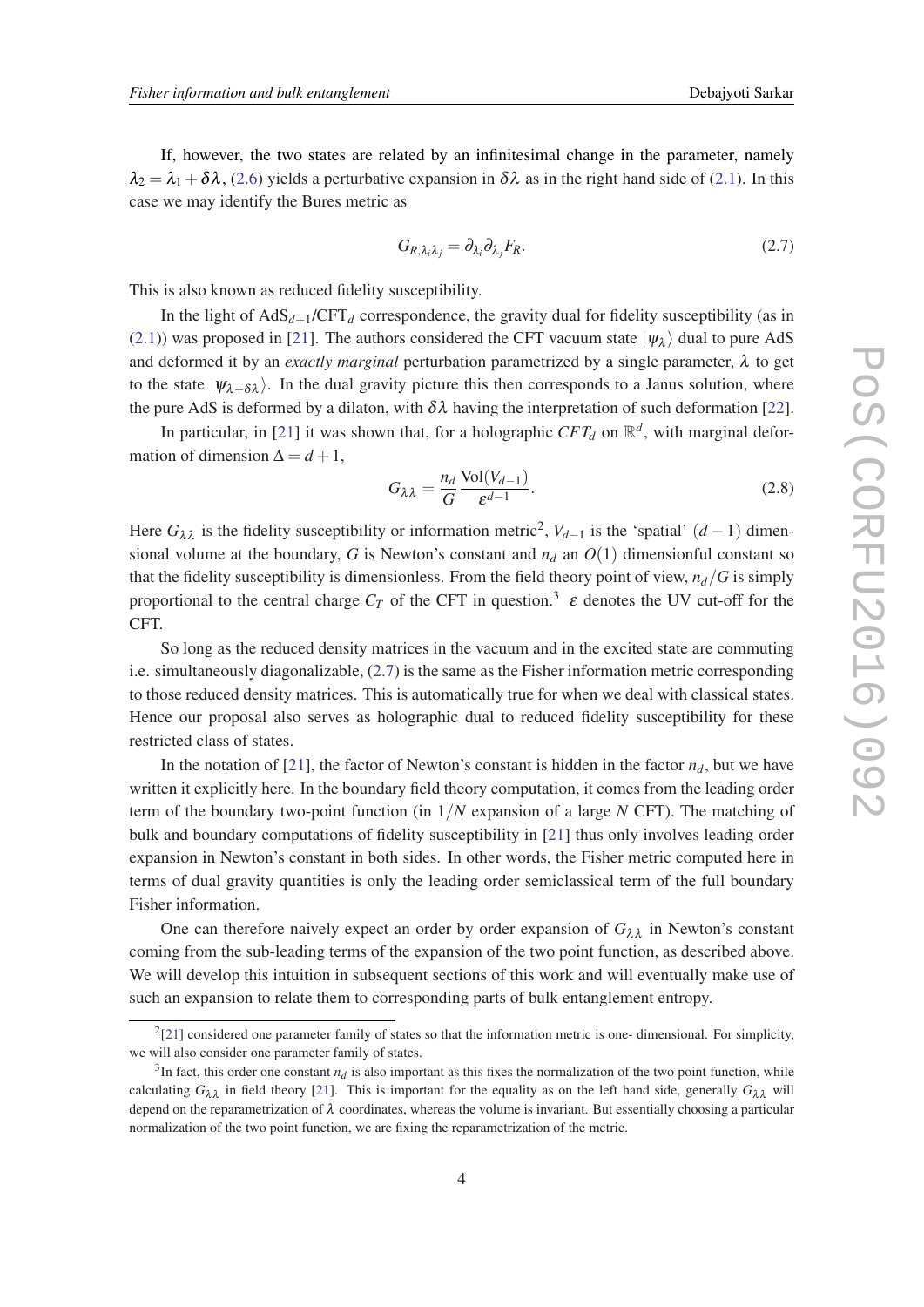If, however, the two states are related by an infinitesimal change in the parameter, namely $\lambda_2 = \lambda_1 + \delta\lambda$, (2.6) yields a perturbative expansion in $\delta\lambda$ as in the right hand side of (2.1). In this case we may identify the Bures metric as

$$G_{R,\lambda_i\lambda_j} = \partial_{\lambda_i}\partial_{\lambda_j} F_R. \tag{2.7}$$

This is also known as reduced fidelity susceptibility.

In the light of AdS$_{d+1}$/CFT$_d$ correspondence, the gravity dual for fidelity susceptibility (as in (2.1)) was proposed in [21]. The authors considered the CFT vacuum state $|\psi_\lambda\rangle$ dual to pure AdS and deformed it by an *exactly marginal* perturbation parametrized by a single parameter, $\lambda$ to get to the state $|\psi_{\lambda+\delta\lambda}\rangle$. In the dual gravity picture this then corresponds to a Janus solution, where the pure AdS is deformed by a dilaton, with $\delta\lambda$ having the interpretation of such deformation [22].

In particular, in [21] it was shown that, for a holographic $CFT_d$ on $\mathbb{R}^d$, with marginal deformation of dimension $\Delta = d+1$,

$$G_{\lambda\lambda} = \frac{n_d}{G}\frac{\mathrm{Vol}(V_{d-1})}{\varepsilon^{d-1}}. \tag{2.8}$$

Here $G_{\lambda\lambda}$ is the fidelity susceptibility or information metric[2], $V_{d-1}$ is the 'spatial' $(d-1)$ dimensional volume at the boundary, $G$ is Newton's constant and $n_d$ an $O(1)$ dimensionful constant so that the fidelity susceptibility is dimensionless. From the field theory point of view, $n_d/G$ is simply proportional to the central charge $C_T$ of the CFT in question.[3] $\varepsilon$ denotes the UV cut-off for the CFT.

So long as the reduced density matrices in the vacuum and in the excited state are commuting i.e. simultaneously diagonalizable, (2.7) is the same as the Fisher information metric corresponding to those reduced density matrices. This is automatically true for when we deal with classical states. Hence our proposal also serves as holographic dual to reduced fidelity susceptibility for these restricted class of states.

In the notation of [21], the factor of Newton's constant is hidden in the factor $n_d$, but we have written it explicitly here. In the boundary field theory computation, it comes from the leading order term of the boundary two-point function (in $1/N$ expansion of a large $N$ CFT). The matching of bulk and boundary computations of fidelity susceptibility in [21] thus only involves leading order expansion in Newton's constant in both sides. In other words, the Fisher metric computed here in terms of dual gravity quantities is only the leading order semiclassical term of the full boundary Fisher information.

One can therefore naively expect an order by order expansion of $G_{\lambda\lambda}$ in Newton's constant coming from the sub-leading terms of the expansion of the two point function, as described above. We will develop this intuition in subsequent sections of this work and will eventually make use of such an expansion to relate them to corresponding parts of bulk entanglement entropy.

---

[2] [21] considered one parameter family of states so that the information metric is one- dimensional. For simplicity, we will also consider one parameter family of states.

[3] In fact, this order one constant $n_d$ is also important as this fixes the normalization of the two point function, while calculating $G_{\lambda\lambda}$ in field theory [21]. This is important for the equality as on the left hand side, generally $G_{\lambda\lambda}$ will depend on the reparametrization of $\lambda$ coordinates, whereas the volume is invariant. But essentially choosing a particular normalization of the two point function, we are fixing the reparametrization of the metric.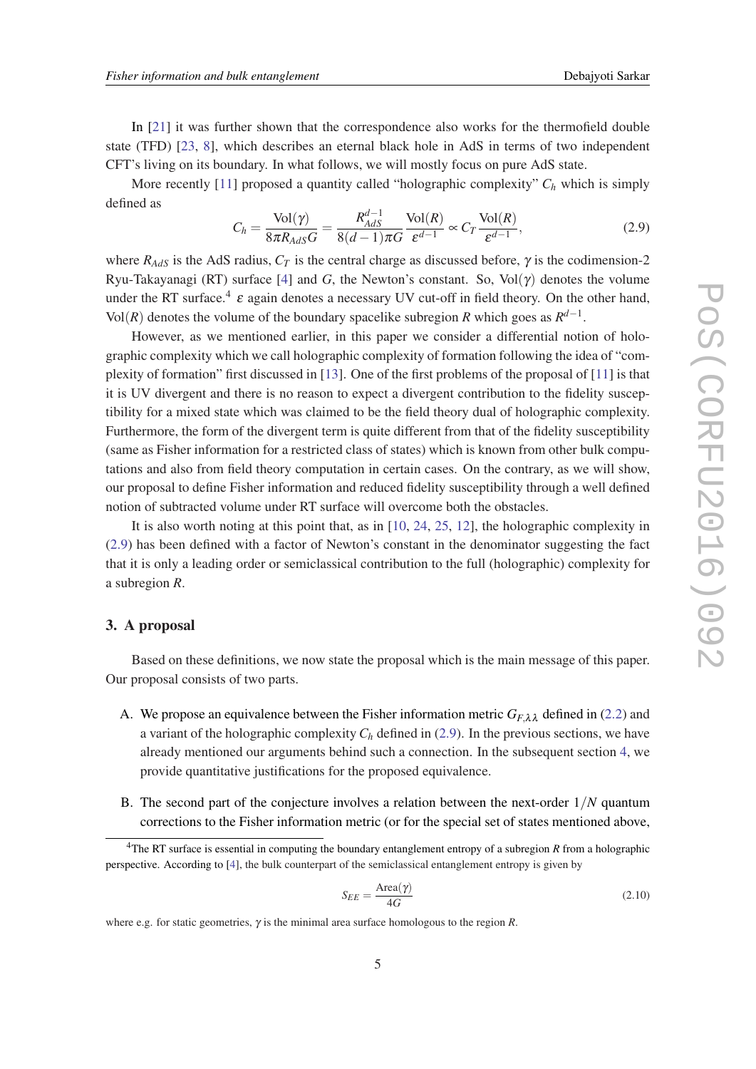In [21] it was further shown that the correspondence also works for the thermofield double state (TFD) [23, 8], which describes an eternal black hole in AdS in terms of two independent CFT's living on its boundary. In what follows, we will mostly focus on pure AdS state.

More recently [11] proposed a quantity called "holographic complexity" $C_h$ which is simply defined as

$$C_h = \frac{\mathrm{Vol}(\gamma)}{8\pi R_{AdS} G} = \frac{R_{AdS}^{d-1}}{8(d-1)\pi G} \frac{\mathrm{Vol}(R)}{\varepsilon^{d-1}} \propto C_T \frac{\mathrm{Vol}(R)}{\varepsilon^{d-1}}, \tag{2.9}$$

where $R_{AdS}$ is the AdS radius, $C_T$ is the central charge as discussed before, $\gamma$ is the codimension-2 Ryu-Takayanagi (RT) surface [4] and $G$, the Newton's constant. So, $\mathrm{Vol}(\gamma)$ denotes the volume under the RT surface.[4] $\varepsilon$ again denotes a necessary UV cut-off in field theory. On the other hand, $\mathrm{Vol}(R)$ denotes the volume of the boundary spacelike subregion $R$ which goes as $R^{d-1}$.

However, as we mentioned earlier, in this paper we consider a differential notion of holographic complexity which we call holographic complexity of formation following the idea of "complexity of formation" first discussed in [13]. One of the first problems of the proposal of [11] is that it is UV divergent and there is no reason to expect a divergent contribution to the fidelity susceptibility for a mixed state which was claimed to be the field theory dual of holographic complexity. Furthermore, the form of the divergent term is quite different from that of the fidelity susceptibility (same as Fisher information for a restricted class of states) which is known from other bulk computations and also from field theory computation in certain cases. On the contrary, as we will show, our proposal to define Fisher information and reduced fidelity susceptibility through a well defined notion of subtracted volume under RT surface will overcome both the obstacles.

It is also worth noting at this point that, as in [10, 24, 25, 12], the holographic complexity in (2.9) has been defined with a factor of Newton's constant in the denominator suggesting the fact that it is only a leading order or semiclassical contribution to the full (holographic) complexity for a subregion $R$.

## 3. A proposal

Based on these definitions, we now state the proposal which is the main message of this paper. Our proposal consists of two parts.

A. We propose an equivalence between the Fisher information metric $G_{F,\lambda\lambda}$ defined in (2.2) and a variant of the holographic complexity $C_h$ defined in (2.9). In the previous sections, we have already mentioned our arguments behind such a connection. In the subsequent section 4, we provide quantitative justifications for the proposed equivalence.

B. The second part of the conjecture involves a relation between the next-order $1/N$ quantum corrections to the Fisher information metric (or for the special set of states mentioned above,

---

[4] The RT surface is essential in computing the boundary entanglement entropy of a subregion $R$ from a holographic perspective. According to [4], the bulk counterpart of the semiclassical entanglement entropy is given by

$$S_{EE} = \frac{\mathrm{Area}(\gamma)}{4G} \tag{2.10}$$

where e.g. for static geometries, $\gamma$ is the minimal area surface homologous to the region $R$.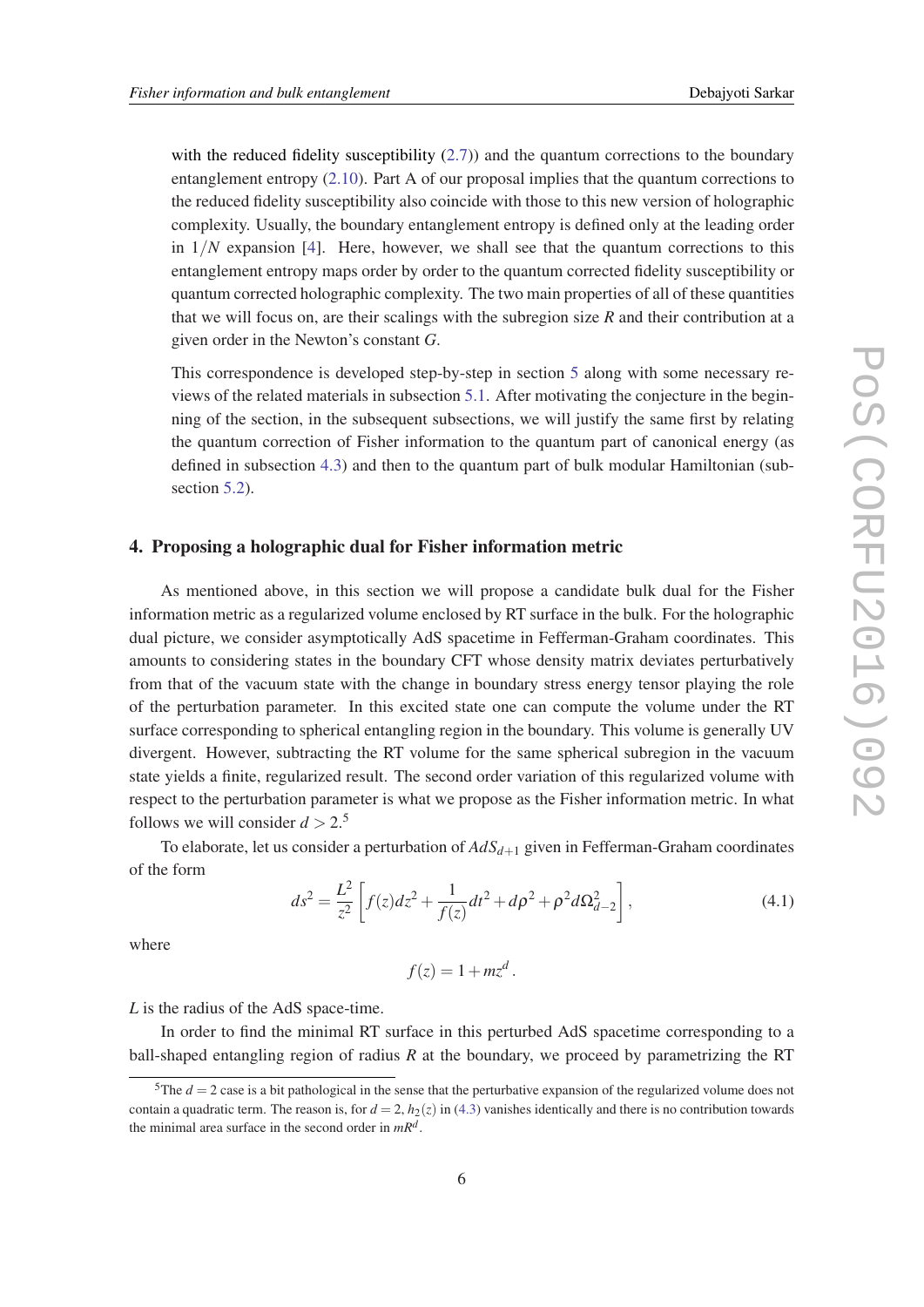with the reduced fidelity susceptibility (2.7)) and the quantum corrections to the boundary entanglement entropy (2.10). Part A of our proposal implies that the quantum corrections to the reduced fidelity susceptibility also coincide with those to this new version of holographic complexity. Usually, the boundary entanglement entropy is defined only at the leading order in $1/N$ expansion [4]. Here, however, we shall see that the quantum corrections to this entanglement entropy maps order by order to the quantum corrected fidelity susceptibility or quantum corrected holographic complexity. The two main properties of all of these quantities that we will focus on, are their scalings with the subregion size $R$ and their contribution at a given order in the Newton's constant $G$.

This correspondence is developed step-by-step in section 5 along with some necessary reviews of the related materials in subsection 5.1. After motivating the conjecture in the beginning of the section, in the subsequent subsections, we will justify the same first by relating the quantum correction of Fisher information to the quantum part of canonical energy (as defined in subsection 4.3) and then to the quantum part of bulk modular Hamiltonian (subsection 5.2).

## 4. Proposing a holographic dual for Fisher information metric

As mentioned above, in this section we will propose a candidate bulk dual for the Fisher information metric as a regularized volume enclosed by RT surface in the bulk. For the holographic dual picture, we consider asymptotically AdS spacetime in Fefferman-Graham coordinates. This amounts to considering states in the boundary CFT whose density matrix deviates perturbatively from that of the vacuum state with the change in boundary stress energy tensor playing the role of the perturbation parameter. In this excited state one can compute the volume under the RT surface corresponding to spherical entangling region in the boundary. This volume is generally UV divergent. However, subtracting the RT volume for the same spherical subregion in the vacuum state yields a finite, regularized result. The second order variation of this regularized volume with respect to the perturbation parameter is what we propose as the Fisher information metric. In what follows we will consider $d > 2$.[5]

To elaborate, let us consider a perturbation of $AdS_{d+1}$ given in Fefferman-Graham coordinates of the form

$$ds^2 = \frac{L^2}{z^2}\left[f(z)dz^2 + \frac{1}{f(z)}dt^2 + d\rho^2 + \rho^2 d\Omega_{d-2}^2\right], \tag{4.1}$$

where

$$f(z) = 1 + mz^d\,.$$

$L$ is the radius of the AdS space-time.

In order to find the minimal RT surface in this perturbed AdS spacetime corresponding to a ball-shaped entangling region of radius $R$ at the boundary, we proceed by parametrizing the RT

[5] The $d = 2$ case is a bit pathological in the sense that the perturbative expansion of the regularized volume does not contain a quadratic term. The reason is, for $d = 2$, $h_2(z)$ in (4.3) vanishes identically and there is no contribution towards the minimal area surface in the second order in $mR^d$.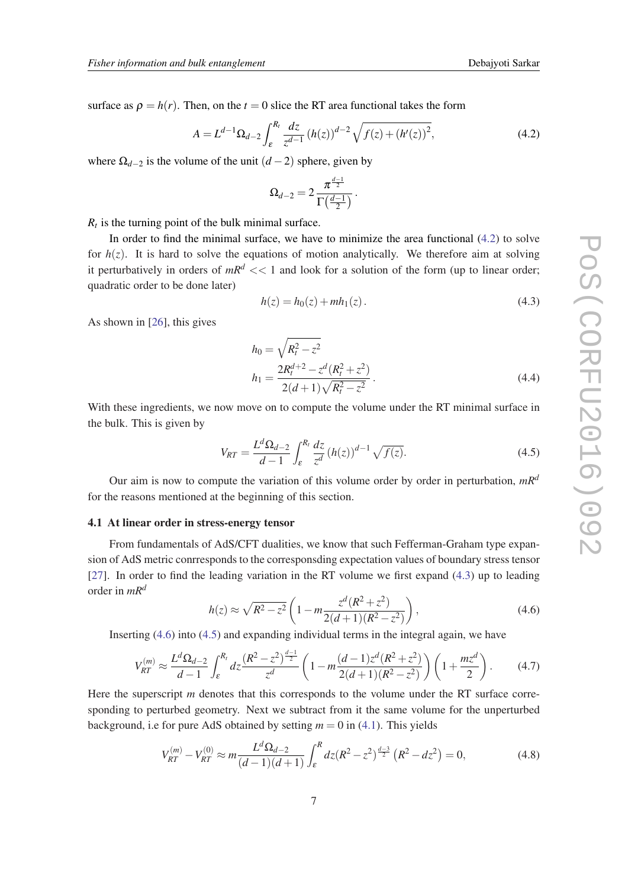surface as $\rho = h(r)$. Then, on the $t = 0$ slice the RT area functional takes the form

$$A = L^{d-1}\Omega_{d-2}\int_{\varepsilon}^{R_t} \frac{dz}{z^{d-1}} (h(z))^{d-2} \sqrt{f(z) + (h'(z))^2}, \tag{4.2}$$

where $\Omega_{d-2}$ is the volume of the unit $(d-2)$ sphere, given by

$$\Omega_{d-2} = 2\frac{\pi^{\frac{d-1}{2}}}{\Gamma\left(\frac{d-1}{2}\right)}.$$

$R_t$ is the turning point of the bulk minimal surface.

In order to find the minimal surface, we have to minimize the area functional (4.2) to solve for $h(z)$. It is hard to solve the equations of motion analytically. We therefore aim at solving it perturbatively in orders of $mR^d << 1$ and look for a solution of the form (up to linear order; quadratic order to be done later)

$$h(z) = h_0(z) + mh_1(z). \tag{4.3}$$

As shown in [26], this gives

$$\begin{aligned} h_0 &= \sqrt{R_t^2 - z^2} \\ h_1 &= \frac{2R_t^{d+2} - z^d(R_t^2 + z^2)}{2(d+1)\sqrt{R_t^2 - z^2}}. \end{aligned} \tag{4.4}$$

With these ingredients, we now move on to compute the volume under the RT minimal surface in the bulk. This is given by

$$V_{RT} = \frac{L^d\Omega_{d-2}}{d-1}\int_{\varepsilon}^{R_t} \frac{dz}{z^d} (h(z))^{d-1} \sqrt{f(z)}. \tag{4.5}$$

Our aim is now to compute the variation of this volume order by order in perturbation, $mR^d$ for the reasons mentioned at the beginning of this section.

### 4.1 At linear order in stress-energy tensor

From fundamentals of AdS/CFT dualities, we know that such Fefferman-Graham type expansion of AdS metric conrresponds to the corresponsding expectation values of boundary stress tensor [27]. In order to find the leading variation in the RT volume we first expand (4.3) up to leading order in $mR^d$

$$h(z) \approx \sqrt{R^2 - z^2}\left(1 - m\frac{z^d(R^2 + z^2)}{2(d+1)(R^2 - z^2)}\right), \tag{4.6}$$

Inserting (4.6) into (4.5) and expanding individual terms in the integral again, we have

$$V_{RT}^{(m)} \approx \frac{L^d\Omega_{d-2}}{d-1}\int_{\varepsilon}^{R_t} dz \frac{(R^2 - z^2)^{\frac{d-1}{2}}}{z^d}\left(1 - m\frac{(d-1)z^d(R^2 + z^2)}{2(d+1)(R^2 - z^2)}\right)\left(1 + \frac{mz^d}{2}\right). \tag{4.7}$$

Here the superscript $m$ denotes that this corresponds to the volume under the RT surface corresponding to perturbed geometry. Next we subtract from it the same volume for the unperturbed background, i.e for pure AdS obtained by setting $m = 0$ in (4.1). This yields

$$V_{RT}^{(m)} - V_{RT}^{(0)} \approx m\frac{L^d\Omega_{d-2}}{(d-1)(d+1)}\int_{\varepsilon}^{R} dz (R^2 - z^2)^{\frac{d-3}{2}}\left(R^2 - dz^2\right) = 0, \tag{4.8}$$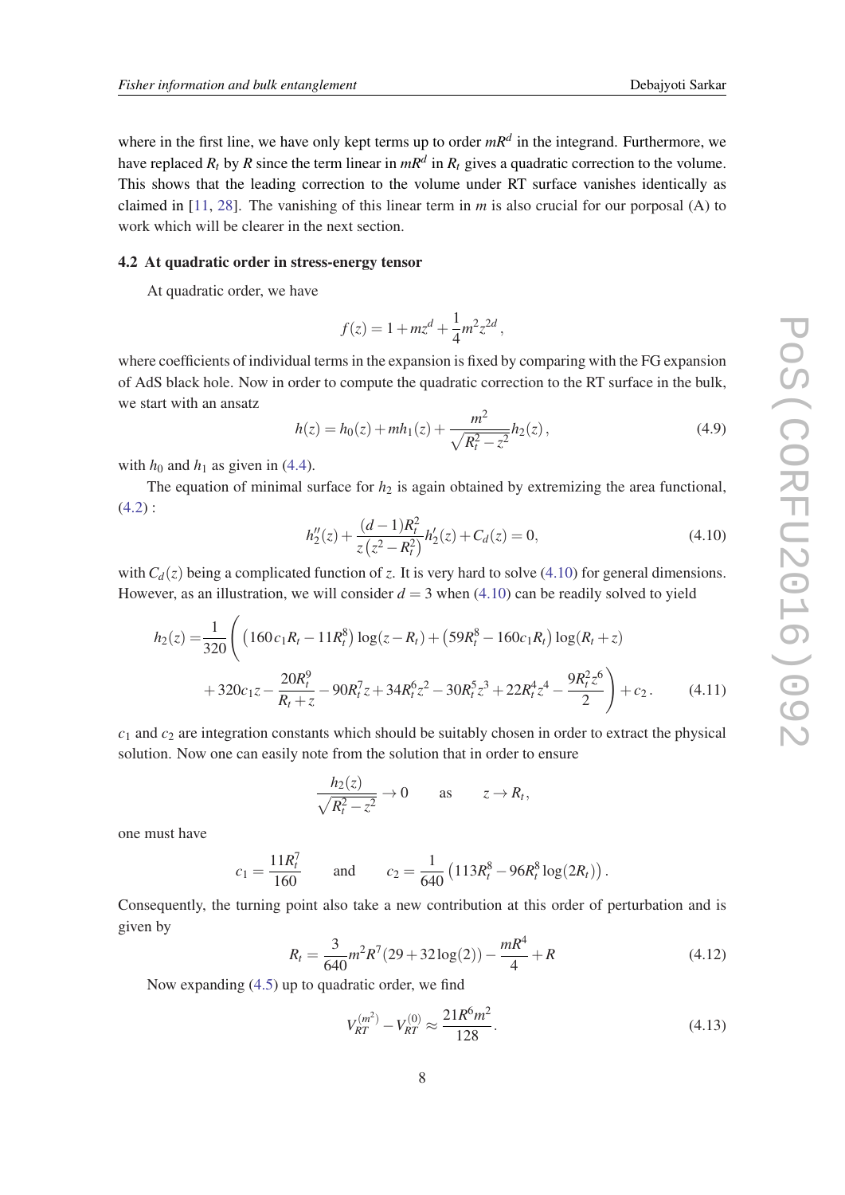where in the first line, we have only kept terms up to order $mR^d$ in the integrand. Furthermore, we have replaced $R_t$ by $R$ since the term linear in $mR^d$ in $R_t$ gives a quadratic correction to the volume. This shows that the leading correction to the volume under RT surface vanishes identically as claimed in [11, 28]. The vanishing of this linear term in $m$ is also crucial for our porposal (A) to work which will be clearer in the next section.

### 4.2 At quadratic order in stress-energy tensor

At quadratic order, we have

$$f(z) = 1 + mz^d + \frac{1}{4}m^2 z^{2d},$$

where coefficients of individual terms in the expansion is fixed by comparing with the FG expansion of AdS black hole. Now in order to compute the quadratic correction to the RT surface in the bulk, we start with an ansatz

$$h(z) = h_0(z) + mh_1(z) + \frac{m^2}{\sqrt{R_t^2 - z^2}}h_2(z), \tag{4.9}$$

with $h_0$ and $h_1$ as given in (4.4).

The equation of minimal surface for $h_2$ is again obtained by extremizing the area functional, (4.2) :

$$h_2''(z) + \frac{(d-1)R_t^2}{z\left(z^2 - R_t^2\right)}h_2'(z) + C_d(z) = 0, \tag{4.10}$$

with $C_d(z)$ being a complicated function of $z$. It is very hard to solve (4.10) for general dimensions. However, as an illustration, we will consider $d = 3$ when (4.10) can be readily solved to yield

$$\begin{aligned} h_2(z) =& \frac{1}{320}\Bigg(\left(160c_1R_t - 11R_t^8\right)\log(z - R_t) + \left(59R_t^8 - 160c_1R_t\right)\log(R_t + z) \\ &+ 320c_1z - \frac{20R_t^9}{R_t + z} - 90R_t^7 z + 34R_t^6 z^2 - 30R_t^5 z^3 + 22R_t^4 z^4 - \frac{9R_t^2 z^6}{2}\Bigg) + c_2 . \end{aligned} \tag{4.11}$$

$c_1$ and $c_2$ are integration constants which should be suitably chosen in order to extract the physical solution. Now one can easily note from the solution that in order to ensure

$$\frac{h_2(z)}{\sqrt{R_t^2 - z^2}} \to 0 \qquad \text{as} \qquad z \to R_t,$$

one must have

$$c_1 = \frac{11R_t^7}{160} \qquad \text{and} \qquad c_2 = \frac{1}{640}\left(113R_t^8 - 96R_t^8\log(2R_t)\right).$$

Consequently, the turning point also take a new contribution at this order of perturbation and is given by

$$R_t = \frac{3}{640}m^2R^7(29 + 32\log(2)) - \frac{mR^4}{4} + R \tag{4.12}$$

Now expanding (4.5) up to quadratic order, we find

$$V_{RT}^{(m^2)} - V_{RT}^{(0)} \approx \frac{21R^6m^2}{128}. \tag{4.13}$$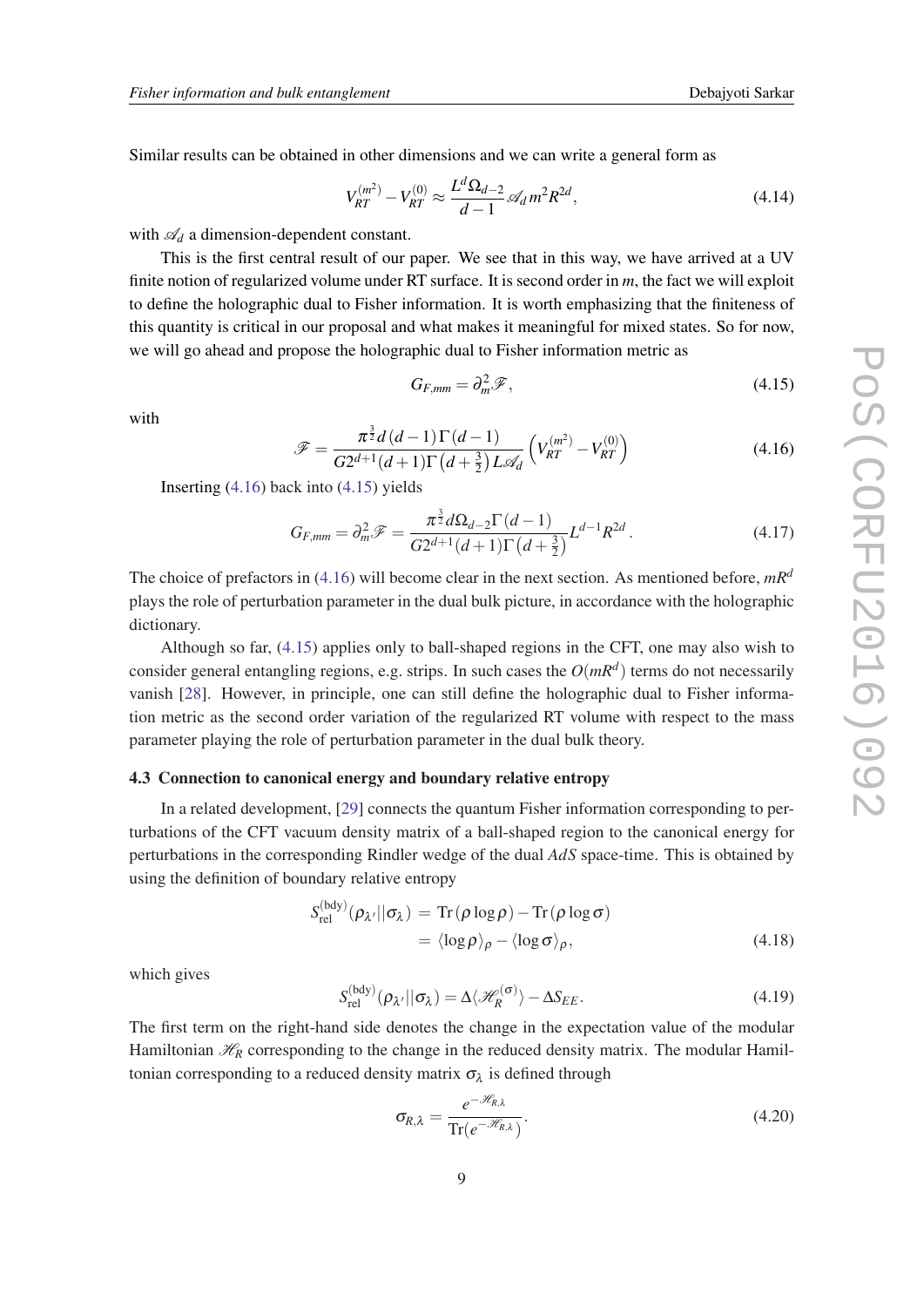Similar results can be obtained in other dimensions and we can write a general form as

$$V_{RT}^{(m^2)} - V_{RT}^{(0)} \approx \frac{L^d \Omega_{d-2}}{d-1} \mathscr{A}_d m^2 R^{2d}, \tag{4.14}$$

with $\mathscr{A}_d$ a dimension-dependent constant.

This is the first central result of our paper. We see that in this way, we have arrived at a UV finite notion of regularized volume under RT surface. It is second order in $m$, the fact we will exploit to define the holographic dual to Fisher information. It is worth emphasizing that the finiteness of this quantity is critical in our proposal and what makes it meaningful for mixed states. So for now, we will go ahead and propose the holographic dual to Fisher information metric as

$$G_{F,mm} = \partial_m^2 \mathscr{F}, \tag{4.15}$$

with

$$\mathscr{F} = \frac{\pi^{\frac{3}{2}} d\,(d-1)\,\Gamma(d-1)}{G 2^{d+1}(d+1)\Gamma\left(d+\frac{3}{2}\right) L \mathscr{A}_d} \left(V_{RT}^{(m^2)} - V_{RT}^{(0)}\right) \tag{4.16}$$

Inserting (4.16) back into (4.15) yields

$$G_{F,mm} = \partial_m^2 \mathscr{F} = \frac{\pi^{\frac{3}{2}} d \Omega_{d-2} \Gamma(d-1)}{G 2^{d+1}(d+1)\Gamma\left(d+\frac{3}{2}\right)} L^{d-1} R^{2d}. \tag{4.17}$$

The choice of prefactors in (4.16) will become clear in the next section. As mentioned before, $mR^d$ plays the role of perturbation parameter in the dual bulk picture, in accordance with the holographic dictionary.

Although so far, (4.15) applies only to ball-shaped regions in the CFT, one may also wish to consider general entangling regions, e.g. strips. In such cases the $O(mR^d)$ terms do not necessarily vanish [28]. However, in principle, one can still define the holographic dual to Fisher information metric as the second order variation of the regularized RT volume with respect to the mass parameter playing the role of perturbation parameter in the dual bulk theory.

### 4.3 Connection to canonical energy and boundary relative entropy

In a related development, [29] connects the quantum Fisher information corresponding to perturbations of the CFT vacuum density matrix of a ball-shaped region to the canonical energy for perturbations in the corresponding Rindler wedge of the dual *AdS* space-time. This is obtained by using the definition of boundary relative entropy

$$\begin{aligned} S_{\text{rel}}^{(\text{bdy})}(\rho_{\lambda'}||\sigma_\lambda) &= \text{Tr}(\rho \log \rho) - \text{Tr}(\rho \log \sigma) \\ &= \langle \log \rho \rangle_\rho - \langle \log \sigma \rangle_\rho, \end{aligned} \tag{4.18}$$

which gives

$$S_{\text{rel}}^{(\text{bdy})}(\rho_{\lambda'}||\sigma_\lambda) = \Delta \langle \mathscr{H}_R^{(\sigma)} \rangle - \Delta S_{EE}. \tag{4.19}$$

The first term on the right-hand side denotes the change in the expectation value of the modular Hamiltonian $\mathscr{H}_R$ corresponding to the change in the reduced density matrix. The modular Hamiltonian corresponding to a reduced density matrix $\sigma_\lambda$ is defined through

$$\sigma_{R,\lambda} = \frac{e^{-\mathscr{H}_{R,\lambda}}}{\text{Tr}(e^{-\mathscr{H}_{R,\lambda}})}. \tag{4.20}$$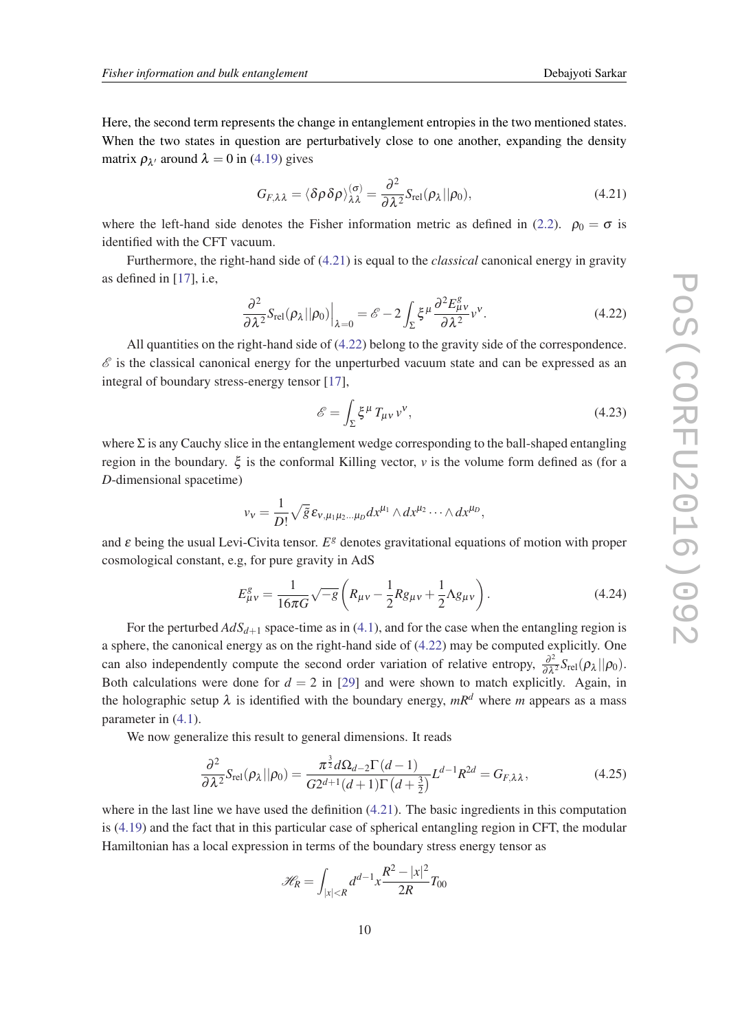Here, the second term represents the change in entanglement entropies in the two mentioned states. When the two states in question are perturbatively close to one another, expanding the density matrix $\rho_{\lambda'}$ around $\lambda = 0$ in (4.19) gives

$$G_{F,\lambda\lambda} = \langle \delta\rho\,\delta\rho\rangle^{(\sigma)}_{\lambda\lambda} = \frac{\partial^2}{\partial\lambda^2} S_{\text{rel}}(\rho_\lambda||\rho_0), \tag{4.21}$$

where the left-hand side denotes the Fisher information metric as defined in (2.2). $\rho_0 = \sigma$ is identified with the CFT vacuum.

Furthermore, the right-hand side of (4.21) is equal to the *classical* canonical energy in gravity as defined in [17], i.e,

$$\frac{\partial^2}{\partial\lambda^2} S_{\text{rel}}(\rho_\lambda||\rho_0)\Big|_{\lambda=0} = \mathscr{E} - 2\int_\Sigma \xi^\mu \frac{\partial^2 E^g_{\mu\nu}}{\partial\lambda^2} v^\nu. \tag{4.22}$$

All quantities on the right-hand side of (4.22) belong to the gravity side of the correspondence. $\mathscr{E}$ is the classical canonical energy for the unperturbed vacuum state and can be expressed as an integral of boundary stress-energy tensor [17],

$$\mathscr{E} = \int_\Sigma \xi^\mu \, T_{\mu\nu} v^\nu, \tag{4.23}$$

where $\Sigma$ is any Cauchy slice in the entanglement wedge corresponding to the ball-shaped entangling region in the boundary. $\xi$ is the conformal Killing vector, $v$ is the volume form defined as (for a $D$-dimensional spacetime)

$$v_\nu = \frac{1}{D!}\sqrt{g}\,\varepsilon_{\nu,\mu_1\mu_2\ldots\mu_D} dx^{\mu_1}\wedge dx^{\mu_2}\cdots\wedge dx^{\mu_D},$$

and $\varepsilon$ being the usual Levi-Civita tensor. $E^g$ denotes gravitational equations of motion with proper cosmological constant, e.g, for pure gravity in AdS

$$E^g_{\mu\nu} = \frac{1}{16\pi G}\sqrt{-g}\left(R_{\mu\nu} - \frac{1}{2}R g_{\mu\nu} + \frac{1}{2}\Lambda g_{\mu\nu}\right). \tag{4.24}$$

For the perturbed $AdS_{d+1}$ space-time as in (4.1), and for the case when the entangling region is a sphere, the canonical energy as on the right-hand side of (4.22) may be computed explicitly. One can also independently compute the second order variation of relative entropy, $\frac{\partial^2}{\partial\lambda^2} S_{\text{rel}}(\rho_\lambda||\rho_0)$. Both calculations were done for $d = 2$ in [29] and were shown to match explicitly. Again, in the holographic setup $\lambda$ is identified with the boundary energy, $mR^d$ where $m$ appears as a mass parameter in (4.1).

We now generalize this result to general dimensions. It reads

$$\frac{\partial^2}{\partial\lambda^2} S_{\text{rel}}(\rho_\lambda||\rho_0) = \frac{\pi^{\frac{3}{2}} d\Omega_{d-2}\Gamma(d-1)}{G 2^{d+1}(d+1)\Gamma\left(d+\frac{3}{2}\right)} L^{d-1}R^{2d} = G_{F,\lambda\lambda}, \tag{4.25}$$

where in the last line we have used the definition (4.21). The basic ingredients in this computation is (4.19) and the fact that in this particular case of spherical entangling region in CFT, the modular Hamiltonian has a local expression in terms of the boundary stress energy tensor as

$$\mathscr{H}_R = \int_{|x|<R} d^{d-1}x \frac{R^2 - |x|^2}{2R} T_{00}$$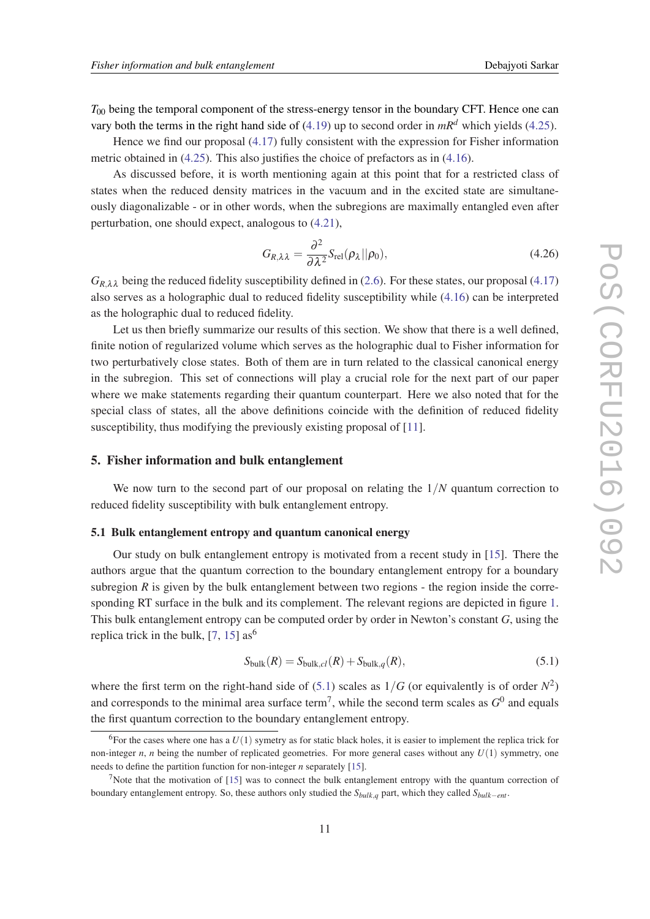$T_{00}$ being the temporal component of the stress-energy tensor in the boundary CFT. Hence one can vary both the terms in the right hand side of (4.19) up to second order in $mR^d$ which yields (4.25).

Hence we find our proposal (4.17) fully consistent with the expression for Fisher information metric obtained in (4.25). This also justifies the choice of prefactors as in (4.16).

As discussed before, it is worth mentioning again at this point that for a restricted class of states when the reduced density matrices in the vacuum and in the excited state are simultaneously diagonalizable - or in other words, when the subregions are maximally entangled even after perturbation, one should expect, analogous to (4.21),

$$G_{R,\lambda\lambda} = \frac{\partial^2}{\partial\lambda^2} S_{\rm rel}(\rho_\lambda||\rho_0), \tag{4.26}$$

$G_{R,\lambda\lambda}$ being the reduced fidelity susceptibility defined in (2.6). For these states, our proposal (4.17) also serves as a holographic dual to reduced fidelity susceptibility while (4.16) can be interpreted as the holographic dual to reduced fidelity.

Let us then briefly summarize our results of this section. We show that there is a well defined, finite notion of regularized volume which serves as the holographic dual to Fisher information for two perturbatively close states. Both of them are in turn related to the classical canonical energy in the subregion. This set of connections will play a crucial role for the next part of our paper where we make statements regarding their quantum counterpart. Here we also noted that for the special class of states, all the above definitions coincide with the definition of reduced fidelity susceptibility, thus modifying the previously existing proposal of [11].

## 5. Fisher information and bulk entanglement

We now turn to the second part of our proposal on relating the $1/N$ quantum correction to reduced fidelity susceptibility with bulk entanglement entropy.

### 5.1 Bulk entanglement entropy and quantum canonical energy

Our study on bulk entanglement entropy is motivated from a recent study in [15]. There the authors argue that the quantum correction to the boundary entanglement entropy for a boundary subregion $R$ is given by the bulk entanglement between two regions - the region inside the corresponding RT surface in the bulk and its complement. The relevant regions are depicted in figure 1. This bulk entanglement entropy can be computed order by order in Newton's constant $G$, using the replica trick in the bulk, [7, 15] as[6]

$$S_{\rm bulk}(R) = S_{{\rm bulk},cl}(R) + S_{{\rm bulk},q}(R), \tag{5.1}$$

where the first term on the right-hand side of (5.1) scales as $1/G$ (or equivalently is of order $N^2$) and corresponds to the minimal area surface term[7], while the second term scales as $G^0$ and equals the first quantum correction to the boundary entanglement entropy.

---

[6] For the cases where one has a $U(1)$ symetry as for static black holes, it is easier to implement the replica trick for non-integer $n$, $n$ being the number of replicated geometries. For more general cases without any $U(1)$ symmetry, one needs to define the partition function for non-integer $n$ separately [15].

[7] Note that the motivation of [15] was to connect the bulk entanglement entropy with the quantum correction of boundary entanglement entropy. So, these authors only studied the $S_{bulk,q}$ part, which they called $S_{bulk-ent}$.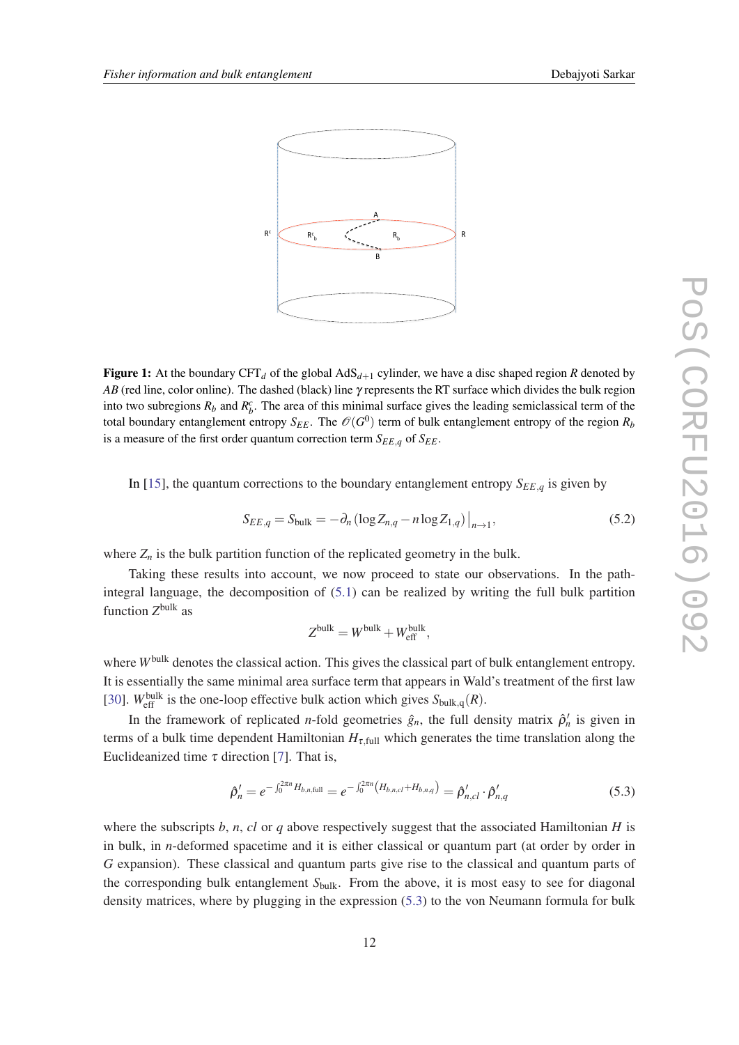**Figure 1:** At the boundary $\mathrm{CFT}_d$ of the global $\mathrm{AdS}_{d+1}$ cylinder, we have a disc shaped region $R$ denoted by $AB$ (red line, color online). The dashed (black) line $\gamma$ represents the RT surface which divides the bulk region into two subregions $R_b$ and $R_b^c$. The area of this minimal surface gives the leading semiclassical term of the total boundary entanglement entropy $S_{EE}$. The $\mathscr{O}(G^0)$ term of bulk entanglement entropy of the region $R_b$ is a measure of the first order quantum correction term $S_{EE,q}$ of $S_{EE}$.

In [15], the quantum corrections to the boundary entanglement entropy $S_{EE,q}$ is given by

$$S_{EE,q} = S_{\text{bulk}} = -\partial_n \left(\log Z_{n,q} - n \log Z_{1,q}\right)\big|_{n\to 1}, \tag{5.2}$$

where $Z_n$ is the bulk partition function of the replicated geometry in the bulk.

Taking these results into account, we now proceed to state our observations. In the path-integral language, the decomposition of (5.1) can be realized by writing the full bulk partition function $Z^{\text{bulk}}$ as

$$Z^{\text{bulk}} = W^{\text{bulk}} + W^{\text{bulk}}_{\text{eff}},$$

where $W^{\text{bulk}}$ denotes the classical action. This gives the classical part of bulk entanglement entropy. It is essentially the same minimal area surface term that appears in Wald's treatment of the first law [30]. $W^{\text{bulk}}_{\text{eff}}$ is the one-loop effective bulk action which gives $S_{\text{bulk,q}}(R)$.

In the framework of replicated $n$-fold geometries $\hat{g}_n$, the full density matrix $\hat{\rho}'_n$ is given in terms of a bulk time dependent Hamiltonian $H_{\tau,\text{full}}$ which generates the time translation along the Euclideanized time $\tau$ direction [7]. That is,

$$\hat{\rho}'_n = e^{-\int_0^{2\pi n} H_{b,n,\text{full}}} = e^{-\int_0^{2\pi n}\left(H_{b,n,cl}+H_{b,n,q}\right)} = \hat{\rho}'_{n,cl}\cdot\hat{\rho}'_{n,q} \tag{5.3}$$

where the subscripts $b$, $n$, $cl$ or $q$ above respectively suggest that the associated Hamiltonian $H$ is in bulk, in $n$-deformed spacetime and it is either classical or quantum part (at order by order in $G$ expansion). These classical and quantum parts give rise to the classical and quantum parts of the corresponding bulk entanglement $S_{\text{bulk}}$. From the above, it is most easy to see for diagonal density matrices, where by plugging in the expression (5.3) to the von Neumann formula for bulk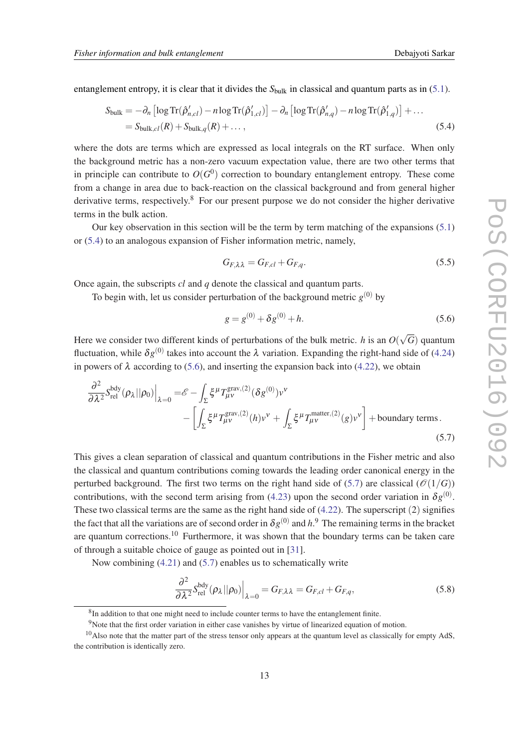entanglement entropy, it is clear that it divides the $S_{\text{bulk}}$ in classical and quantum parts as in (5.1).

$$
\begin{aligned}
S_{\text{bulk}} &= -\partial_n \left[\log \mathrm{Tr}(\hat{\rho}'_{n,cl}) - n \log \mathrm{Tr}(\hat{\rho}'_{1,cl})\right] - \partial_n \left[\log \mathrm{Tr}(\hat{\rho}'_{n,q}) - n \log \mathrm{Tr}(\hat{\rho}'_{1,q})\right] + \dots \\
&= S_{\text{bulk},cl}(R) + S_{\text{bulk},q}(R) + \dots ,
\end{aligned}
\tag{5.4}
$$

where the dots are terms which are expressed as local integrals on the RT surface. When only the background metric has a non-zero vacuum expectation value, there are two other terms that in principle can contribute to $O(G^0)$ correction to boundary entanglement entropy. These come from a change in area due to back-reaction on the classical background and from general higher derivative terms, respectively.[8] For our present purpose we do not consider the higher derivative terms in the bulk action.

Our key observation in this section will be the term by term matching of the expansions (5.1) or (5.4) to an analogous expansion of Fisher information metric, namely,

$$
G_{F,\lambda\lambda} = G_{F,cl} + G_{F,q}. \tag{5.5}
$$

Once again, the subscripts $cl$ and $q$ denote the classical and quantum parts.

To begin with, let us consider perturbation of the background metric $g^{(0)}$ by

$$
g = g^{(0)} + \delta g^{(0)} + h. \tag{5.6}
$$

Here we consider two different kinds of perturbations of the bulk metric. $h$ is an $O(\sqrt{G})$ quantum fluctuation, while $\delta g^{(0)}$ takes into account the $\lambda$ variation. Expanding the right-hand side of (4.24) in powers of $\lambda$ according to (5.6), and inserting the expansion back into (4.22), we obtain

$$
\begin{aligned}
\frac{\partial^2}{\partial \lambda^2} S^{\text{bdy}}_{\text{rel}}(\rho_\lambda || \rho_0)\Big|_{\lambda=0} =& \mathscr{E} - \int_\Sigma \xi^\mu T^{\text{grav},(2)}_{\mu\nu}(\delta g^{(0)}) v^\nu \\
&- \left[\int_\Sigma \xi^\mu T^{\text{grav},(2)}_{\mu\nu}(h) v^\nu + \int_\Sigma \xi^\mu T^{\text{matter},(2)}_{\mu\nu}(g) v^\nu\right] + \text{boundary terms}.
\end{aligned}
\tag{5.7}
$$

This gives a clean separation of classical and quantum contributions in the Fisher metric and also the classical and quantum contributions coming towards the leading order canonical energy in the perturbed background. The first two terms on the right hand side of (5.7) are classical ($\mathscr{O}(1/G)$) contributions, with the second term arising from (4.23) upon the second order variation in $\delta g^{(0)}$. These two classical terms are the same as the right hand side of (4.22). The superscript $(2)$ signifies the fact that all the variations are of second order in $\delta g^{(0)}$ and $h$.[9] The remaining terms in the bracket are quantum corrections.[10] Furthermore, it was shown that the boundary terms can be taken care of through a suitable choice of gauge as pointed out in [31].

Now combining (4.21) and (5.7) enables us to schematically write

$$
\frac{\partial^2}{\partial \lambda^2} S^{\text{bdy}}_{\text{rel}}(\rho_\lambda || \rho_0)\Big|_{\lambda=0} = G_{F,\lambda\lambda} = G_{F,cl} + G_{F,q}, \tag{5.8}
$$

[8] In addition to that one might need to include counter terms to have the entanglement finite.

[9] Note that the first order variation in either case vanishes by virtue of linearized equation of motion.

[10] Also note that the matter part of the stress tensor only appears at the quantum level as classically for empty AdS, the contribution is identically zero.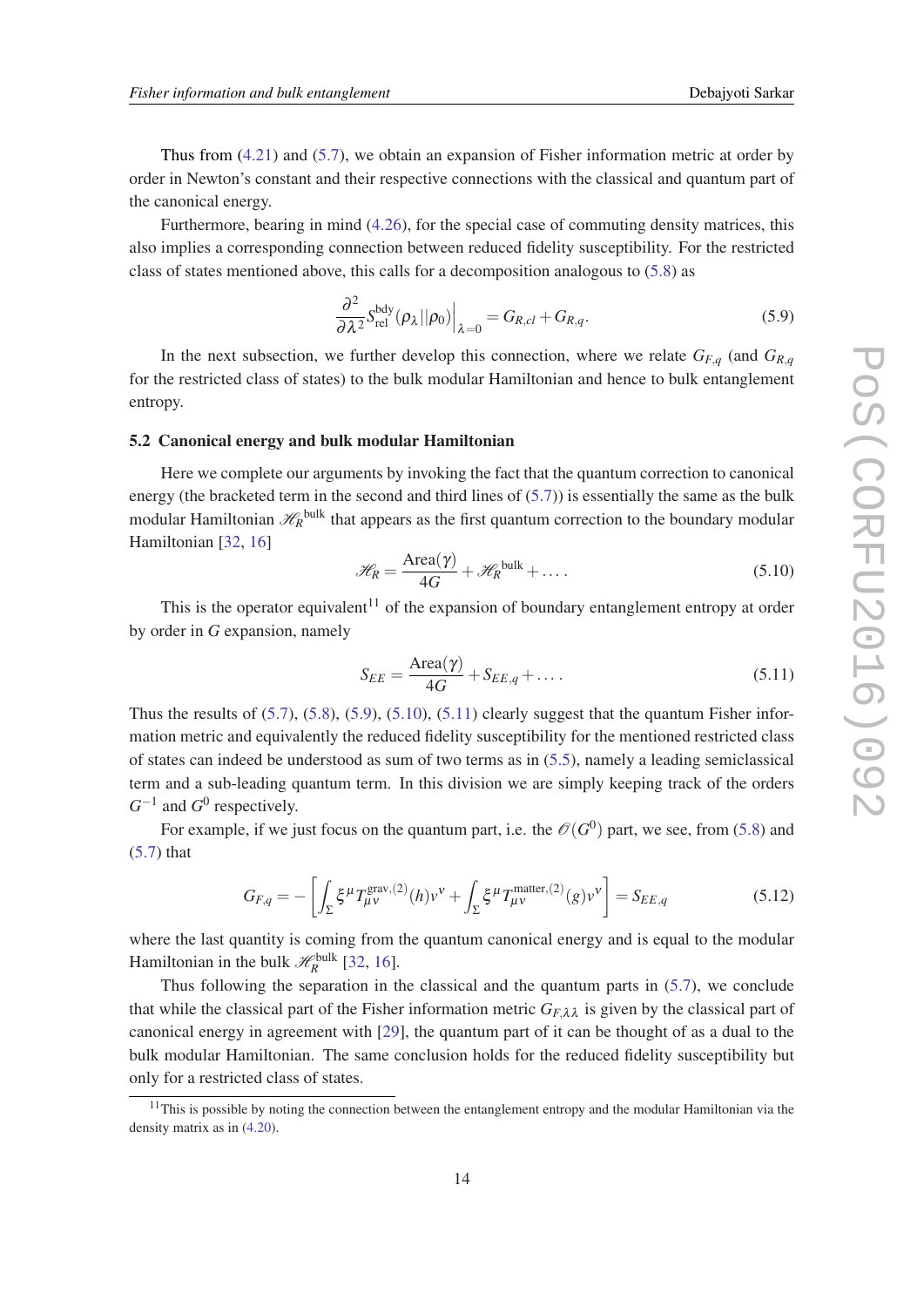Thus from (4.21) and (5.7), we obtain an expansion of Fisher information metric at order by order in Newton's constant and their respective connections with the classical and quantum part of the canonical energy.

Furthermore, bearing in mind (4.26), for the special case of commuting density matrices, this also implies a corresponding connection between reduced fidelity susceptibility. For the restricted class of states mentioned above, this calls for a decomposition analogous to (5.8) as

$$\frac{\partial^2}{\partial \lambda^2} S_{\rm rel}^{\rm bdy}(\rho_\lambda || \rho_0)\Big|_{\lambda=0} = G_{R,cl} + G_{R,q}. \tag{5.9}$$

In the next subsection, we further develop this connection, where we relate $G_{F,q}$ (and $G_{R,q}$ for the restricted class of states) to the bulk modular Hamiltonian and hence to bulk entanglement entropy.

### 5.2 Canonical energy and bulk modular Hamiltonian

Here we complete our arguments by invoking the fact that the quantum correction to canonical energy (the bracketed term in the second and third lines of (5.7)) is essentially the same as the bulk modular Hamiltonian $\mathscr{H}_R^{\rm bulk}$ that appears as the first quantum correction to the boundary modular Hamiltonian [32, 16]

$$\mathscr{H}_R = \frac{\text{Area}(\gamma)}{4G} + \mathscr{H}_R^{\rm bulk} + \dots. \tag{5.10}$$

This is the operator equivalent[11] of the expansion of boundary entanglement entropy at order by order in $G$ expansion, namely

$$S_{EE} = \frac{\text{Area}(\gamma)}{4G} + S_{EE,q} + \dots. \tag{5.11}$$

Thus the results of (5.7), (5.8), (5.9), (5.10), (5.11) clearly suggest that the quantum Fisher information metric and equivalently the reduced fidelity susceptibility for the mentioned restricted class of states can indeed be understood as sum of two terms as in (5.5), namely a leading semiclassical term and a sub-leading quantum term. In this division we are simply keeping track of the orders $G^{-1}$ and $G^0$ respectively.

For example, if we just focus on the quantum part, i.e. the $\mathscr{O}(G^0)$ part, we see, from (5.8) and (5.7) that

$$G_{F,q} = -\left[\int_\Sigma \xi^\mu T_{\mu\nu}^{\text{grav},(2)}(h) v^\nu + \int_\Sigma \xi^\mu T_{\mu\nu}^{\text{matter},(2)}(g) v^\nu\right] = S_{EE,q} \tag{5.12}$$

where the last quantity is coming from the quantum canonical energy and is equal to the modular Hamiltonian in the bulk $\mathscr{H}_R^{\rm bulk}$ [32, 16].

Thus following the separation in the classical and the quantum parts in (5.7), we conclude that while the classical part of the Fisher information metric $G_{F,\lambda\lambda}$ is given by the classical part of canonical energy in agreement with [29], the quantum part of it can be thought of as a dual to the bulk modular Hamiltonian. The same conclusion holds for the reduced fidelity susceptibility but only for a restricted class of states.

---

[11] This is possible by noting the connection between the entanglement entropy and the modular Hamiltonian via the density matrix as in (4.20).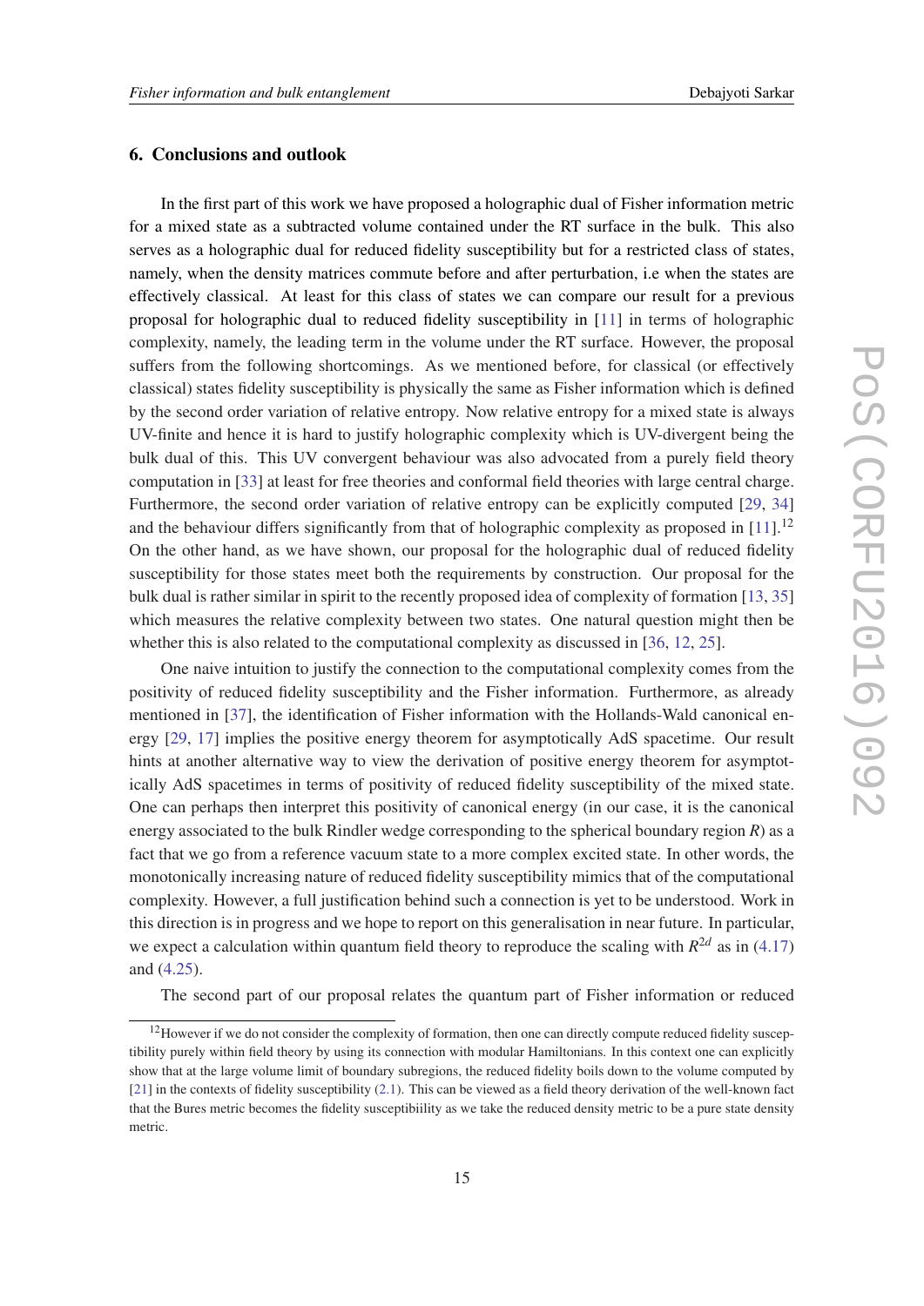## 6. Conclusions and outlook

In the first part of this work we have proposed a holographic dual of Fisher information metric for a mixed state as a subtracted volume contained under the RT surface in the bulk. This also serves as a holographic dual for reduced fidelity susceptibility but for a restricted class of states, namely, when the density matrices commute before and after perturbation, i.e when the states are effectively classical. At least for this class of states we can compare our result for a previous proposal for holographic dual to reduced fidelity susceptibility in [11] in terms of holographic complexity, namely, the leading term in the volume under the RT surface. However, the proposal suffers from the following shortcomings. As we mentioned before, for classical (or effectively classical) states fidelity susceptibility is physically the same as Fisher information which is defined by the second order variation of relative entropy. Now relative entropy for a mixed state is always UV-finite and hence it is hard to justify holographic complexity which is UV-divergent being the bulk dual of this. This UV convergent behaviour was also advocated from a purely field theory computation in [33] at least for free theories and conformal field theories with large central charge. Furthermore, the second order variation of relative entropy can be explicitly computed [29, 34] and the behaviour differs significantly from that of holographic complexity as proposed in [11].[12] On the other hand, as we have shown, our proposal for the holographic dual of reduced fidelity susceptibility for those states meet both the requirements by construction. Our proposal for the bulk dual is rather similar in spirit to the recently proposed idea of complexity of formation [13, 35] which measures the relative complexity between two states. One natural question might then be whether this is also related to the computational complexity as discussed in [36, 12, 25].

One naive intuition to justify the connection to the computational complexity comes from the positivity of reduced fidelity susceptibility and the Fisher information. Furthermore, as already mentioned in [37], the identification of Fisher information with the Hollands-Wald canonical energy [29, 17] implies the positive energy theorem for asymptotically AdS spacetime. Our result hints at another alternative way to view the derivation of positive energy theorem for asymptotically AdS spacetimes in terms of positivity of reduced fidelity susceptibility of the mixed state. One can perhaps then interpret this positivity of canonical energy (in our case, it is the canonical energy associated to the bulk Rindler wedge corresponding to the spherical boundary region $R$) as a fact that we go from a reference vacuum state to a more complex excited state. In other words, the monotonically increasing nature of reduced fidelity susceptibility mimics that of the computational complexity. However, a full justification behind such a connection is yet to be understood. Work in this direction is in progress and we hope to report on this generalisation in near future. In particular, we expect a calculation within quantum field theory to reproduce the scaling with $R^{2d}$ as in (4.17) and (4.25).

The second part of our proposal relates the quantum part of Fisher information or reduced

[12] However if we do not consider the complexity of formation, then one can directly compute reduced fidelity susceptibility purely within field theory by using its connection with modular Hamiltonians. In this context one can explicitly show that at the large volume limit of boundary subregions, the reduced fidelity boils down to the volume computed by [21] in the contexts of fidelity susceptibility (2.1). This can be viewed as a field theory derivation of the well-known fact that the Bures metric becomes the fidelity susceptibiility as we take the reduced density metric to be a pure state density metric.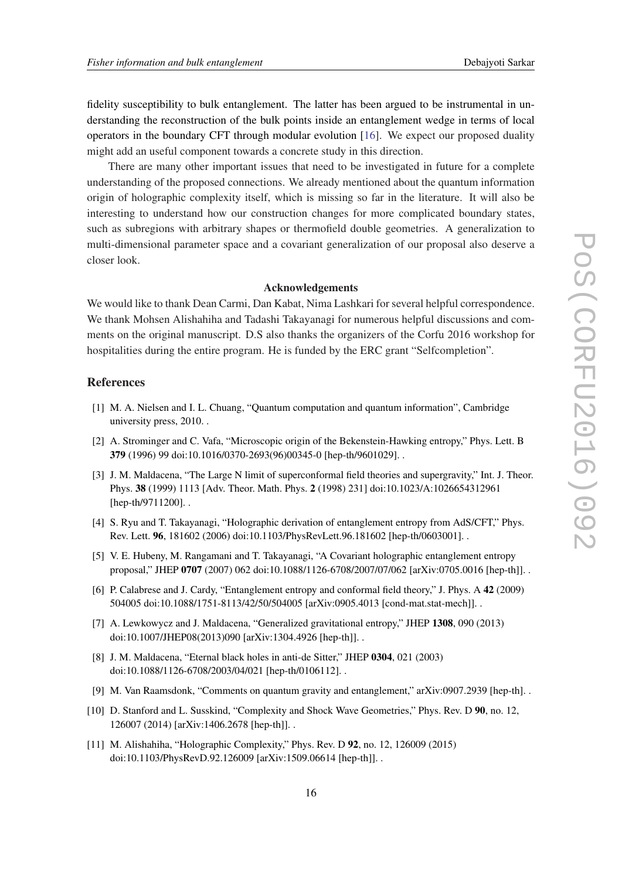fidelity susceptibility to bulk entanglement. The latter has been argued to be instrumental in understanding the reconstruction of the bulk points inside an entanglement wedge in terms of local operators in the boundary CFT through modular evolution [16]. We expect our proposed duality might add an useful component towards a concrete study in this direction.

There are many other important issues that need to be investigated in future for a complete understanding of the proposed connections. We already mentioned about the quantum information origin of holographic complexity itself, which is missing so far in the literature. It will also be interesting to understand how our construction changes for more complicated boundary states, such as subregions with arbitrary shapes or thermofield double geometries. A generalization to multi-dimensional parameter space and a covariant generalization of our proposal also deserve a closer look.

### Acknowledgements

We would like to thank Dean Carmi, Dan Kabat, Nima Lashkari for several helpful correspondence. We thank Mohsen Alishahiha and Tadashi Takayanagi for numerous helpful discussions and comments on the original manuscript. D.S also thanks the organizers of the Corfu 2016 workshop for hospitalities during the entire program. He is funded by the ERC grant "Selfcompletion".

## References

[1] M. A. Nielsen and I. L. Chuang, "Quantum computation and quantum information", Cambridge university press, 2010. .

[2] A. Strominger and C. Vafa, "Microscopic origin of the Bekenstein-Hawking entropy," Phys. Lett. B **379** (1996) 99 doi:10.1016/0370-2693(96)00345-0 [hep-th/9601029]. .

[3] J. M. Maldacena, "The Large N limit of superconformal field theories and supergravity," Int. J. Theor. Phys. **38** (1999) 1113 [Adv. Theor. Math. Phys. **2** (1998) 231] doi:10.1023/A:1026654312961 [hep-th/9711200]. .

[4] S. Ryu and T. Takayanagi, "Holographic derivation of entanglement entropy from AdS/CFT," Phys. Rev. Lett. **96**, 181602 (2006) doi:10.1103/PhysRevLett.96.181602 [hep-th/0603001]. .

[5] V. E. Hubeny, M. Rangamani and T. Takayanagi, "A Covariant holographic entanglement entropy proposal," JHEP **0707** (2007) 062 doi:10.1088/1126-6708/2007/07/062 [arXiv:0705.0016 [hep-th]]. .

[6] P. Calabrese and J. Cardy, "Entanglement entropy and conformal field theory," J. Phys. A **42** (2009) 504005 doi:10.1088/1751-8113/42/50/504005 [arXiv:0905.4013 [cond-mat.stat-mech]]. .

[7] A. Lewkowycz and J. Maldacena, "Generalized gravitational entropy," JHEP **1308**, 090 (2013) doi:10.1007/JHEP08(2013)090 [arXiv:1304.4926 [hep-th]]. .

[8] J. M. Maldacena, "Eternal black holes in anti-de Sitter," JHEP **0304**, 021 (2003) doi:10.1088/1126-6708/2003/04/021 [hep-th/0106112]. .

[9] M. Van Raamsdonk, "Comments on quantum gravity and entanglement," arXiv:0907.2939 [hep-th]. .

[10] D. Stanford and L. Susskind, "Complexity and Shock Wave Geometries," Phys. Rev. D **90**, no. 12, 126007 (2014) [arXiv:1406.2678 [hep-th]]. .

[11] M. Alishahiha, "Holographic Complexity," Phys. Rev. D **92**, no. 12, 126009 (2015) doi:10.1103/PhysRevD.92.126009 [arXiv:1509.06614 [hep-th]]. .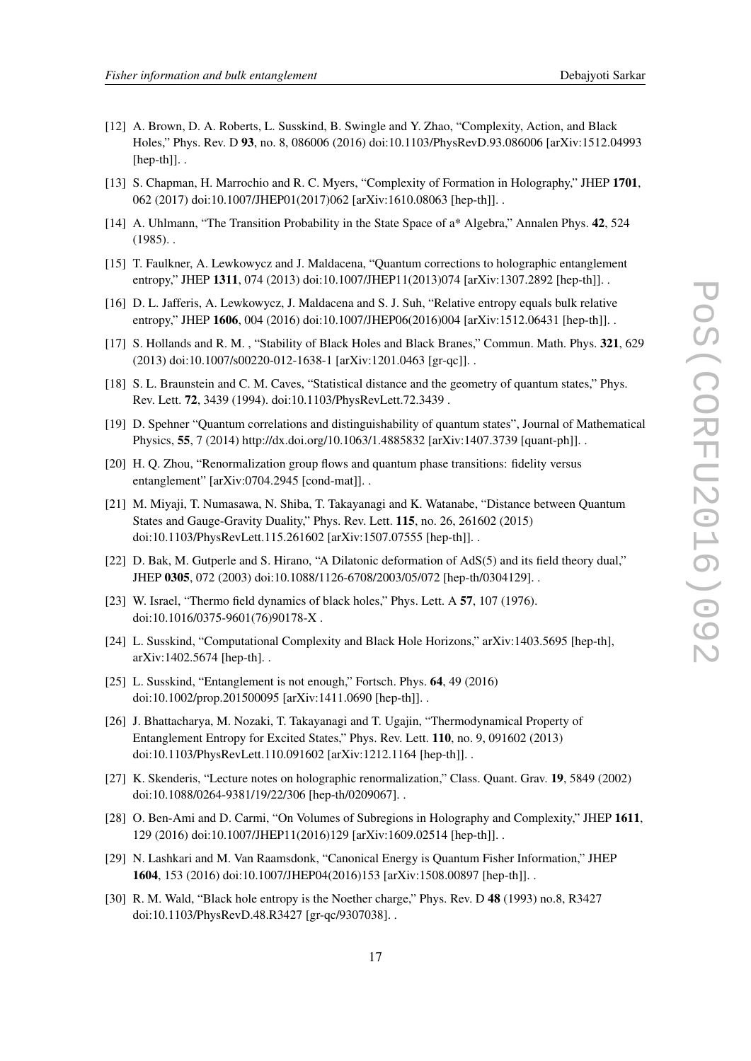[12] A. Brown, D. A. Roberts, L. Susskind, B. Swingle and Y. Zhao, "Complexity, Action, and Black Holes," Phys. Rev. D **93**, no. 8, 086006 (2016) doi:10.1103/PhysRevD.93.086006 [arXiv:1512.04993 [hep-th]]. .

[13] S. Chapman, H. Marrochio and R. C. Myers, "Complexity of Formation in Holography," JHEP **1701**, 062 (2017) doi:10.1007/JHEP01(2017)062 [arXiv:1610.08063 [hep-th]]. .

[14] A. Uhlmann, "The Transition Probability in the State Space of a* Algebra," Annalen Phys. **42**, 524 (1985). .

[15] T. Faulkner, A. Lewkowycz and J. Maldacena, "Quantum corrections to holographic entanglement entropy," JHEP **1311**, 074 (2013) doi:10.1007/JHEP11(2013)074 [arXiv:1307.2892 [hep-th]]. .

[16] D. L. Jafferis, A. Lewkowycz, J. Maldacena and S. J. Suh, "Relative entropy equals bulk relative entropy," JHEP **1606**, 004 (2016) doi:10.1007/JHEP06(2016)004 [arXiv:1512.06431 [hep-th]]. .

[17] S. Hollands and R. M. , "Stability of Black Holes and Black Branes," Commun. Math. Phys. **321**, 629 (2013) doi:10.1007/s00220-012-1638-1 [arXiv:1201.0463 [gr-qc]]. .

[18] S. L. Braunstein and C. M. Caves, "Statistical distance and the geometry of quantum states," Phys. Rev. Lett. **72**, 3439 (1994). doi:10.1103/PhysRevLett.72.3439 .

[19] D. Spehner "Quantum correlations and distinguishability of quantum states", Journal of Mathematical Physics, **55**, 7 (2014) http://dx.doi.org/10.1063/1.4885832 [arXiv:1407.3739 [quant-ph]]. .

[20] H. Q. Zhou, "Renormalization group flows and quantum phase transitions: fidelity versus entanglement" [arXiv:0704.2945 [cond-mat]]. .

[21] M. Miyaji, T. Numasawa, N. Shiba, T. Takayanagi and K. Watanabe, "Distance between Quantum States and Gauge-Gravity Duality," Phys. Rev. Lett. **115**, no. 26, 261602 (2015) doi:10.1103/PhysRevLett.115.261602 [arXiv:1507.07555 [hep-th]]. .

[22] D. Bak, M. Gutperle and S. Hirano, "A Dilatonic deformation of AdS(5) and its field theory dual," JHEP **0305**, 072 (2003) doi:10.1088/1126-6708/2003/05/072 [hep-th/0304129]. .

[23] W. Israel, "Thermo field dynamics of black holes," Phys. Lett. A **57**, 107 (1976). doi:10.1016/0375-9601(76)90178-X .

[24] L. Susskind, "Computational Complexity and Black Hole Horizons," arXiv:1403.5695 [hep-th], arXiv:1402.5674 [hep-th]. .

[25] L. Susskind, "Entanglement is not enough," Fortsch. Phys. **64**, 49 (2016) doi:10.1002/prop.201500095 [arXiv:1411.0690 [hep-th]]. .

[26] J. Bhattacharya, M. Nozaki, T. Takayanagi and T. Ugajin, "Thermodynamical Property of Entanglement Entropy for Excited States," Phys. Rev. Lett. **110**, no. 9, 091602 (2013) doi:10.1103/PhysRevLett.110.091602 [arXiv:1212.1164 [hep-th]]. .

[27] K. Skenderis, "Lecture notes on holographic renormalization," Class. Quant. Grav. **19**, 5849 (2002) doi:10.1088/0264-9381/19/22/306 [hep-th/0209067]. .

[28] O. Ben-Ami and D. Carmi, "On Volumes of Subregions in Holography and Complexity," JHEP **1611**, 129 (2016) doi:10.1007/JHEP11(2016)129 [arXiv:1609.02514 [hep-th]]. .

[29] N. Lashkari and M. Van Raamsdonk, "Canonical Energy is Quantum Fisher Information," JHEP **1604**, 153 (2016) doi:10.1007/JHEP04(2016)153 [arXiv:1508.00897 [hep-th]]. .

[30] R. M. Wald, "Black hole entropy is the Noether charge," Phys. Rev. D **48** (1993) no.8, R3427 doi:10.1103/PhysRevD.48.R3427 [gr-qc/9307038]. .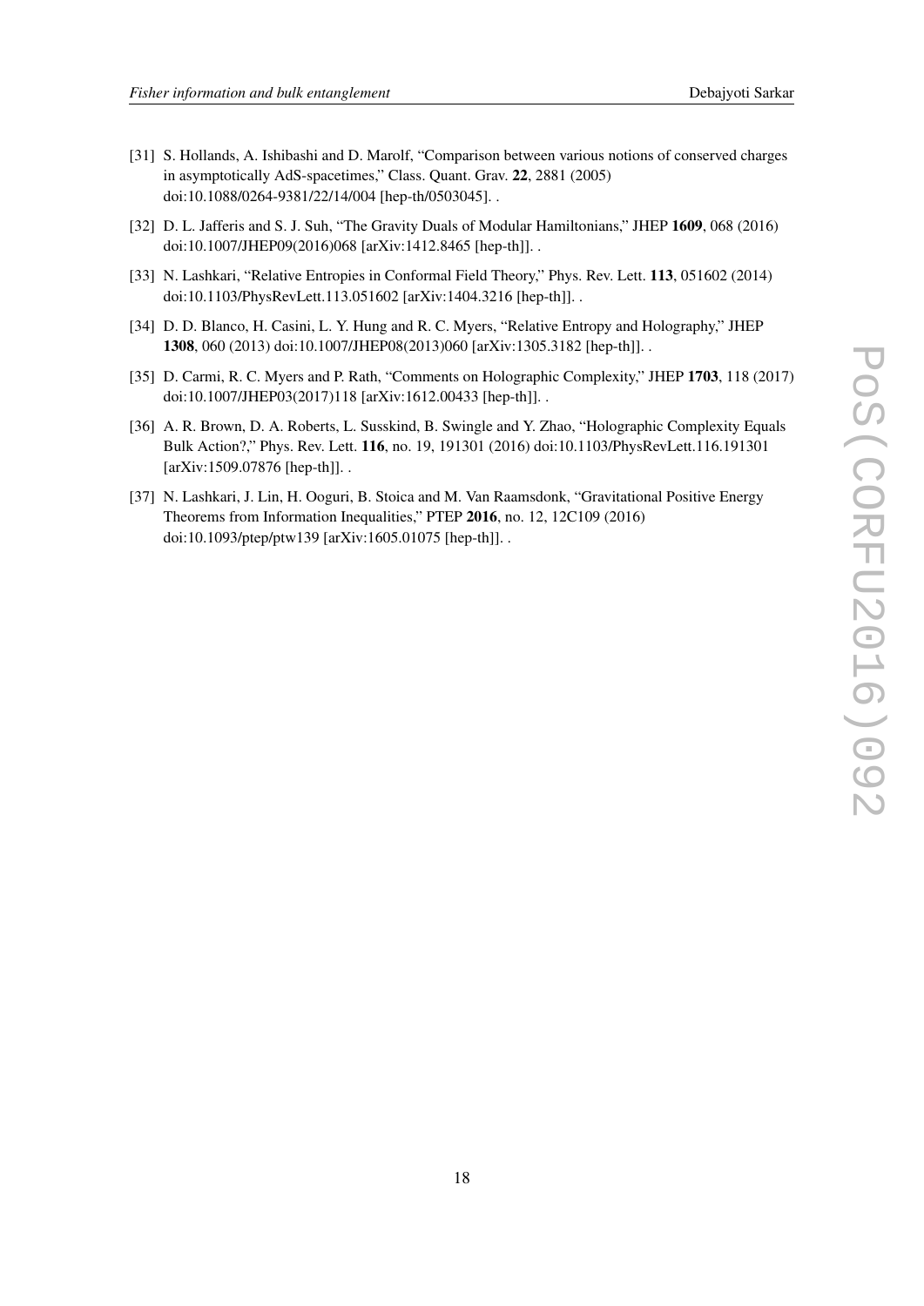[31] S. Hollands, A. Ishibashi and D. Marolf, "Comparison between various notions of conserved charges in asymptotically AdS-spacetimes," Class. Quant. Grav. **22**, 2881 (2005) doi:10.1088/0264-9381/22/14/004 [hep-th/0503045]. .

[32] D. L. Jafferis and S. J. Suh, "The Gravity Duals of Modular Hamiltonians," JHEP **1609**, 068 (2016) doi:10.1007/JHEP09(2016)068 [arXiv:1412.8465 [hep-th]]. .

[33] N. Lashkari, "Relative Entropies in Conformal Field Theory," Phys. Rev. Lett. **113**, 051602 (2014) doi:10.1103/PhysRevLett.113.051602 [arXiv:1404.3216 [hep-th]]. .

[34] D. D. Blanco, H. Casini, L. Y. Hung and R. C. Myers, "Relative Entropy and Holography," JHEP **1308**, 060 (2013) doi:10.1007/JHEP08(2013)060 [arXiv:1305.3182 [hep-th]]. .

[35] D. Carmi, R. C. Myers and P. Rath, "Comments on Holographic Complexity," JHEP **1703**, 118 (2017) doi:10.1007/JHEP03(2017)118 [arXiv:1612.00433 [hep-th]]. .

[36] A. R. Brown, D. A. Roberts, L. Susskind, B. Swingle and Y. Zhao, "Holographic Complexity Equals Bulk Action?," Phys. Rev. Lett. **116**, no. 19, 191301 (2016) doi:10.1103/PhysRevLett.116.191301 [arXiv:1509.07876 [hep-th]]. .

[37] N. Lashkari, J. Lin, H. Ooguri, B. Stoica and M. Van Raamsdonk, "Gravitational Positive Energy Theorems from Information Inequalities," PTEP **2016**, no. 12, 12C109 (2016) doi:10.1093/ptep/ptw139 [arXiv:1605.01075 [hep-th]]. .